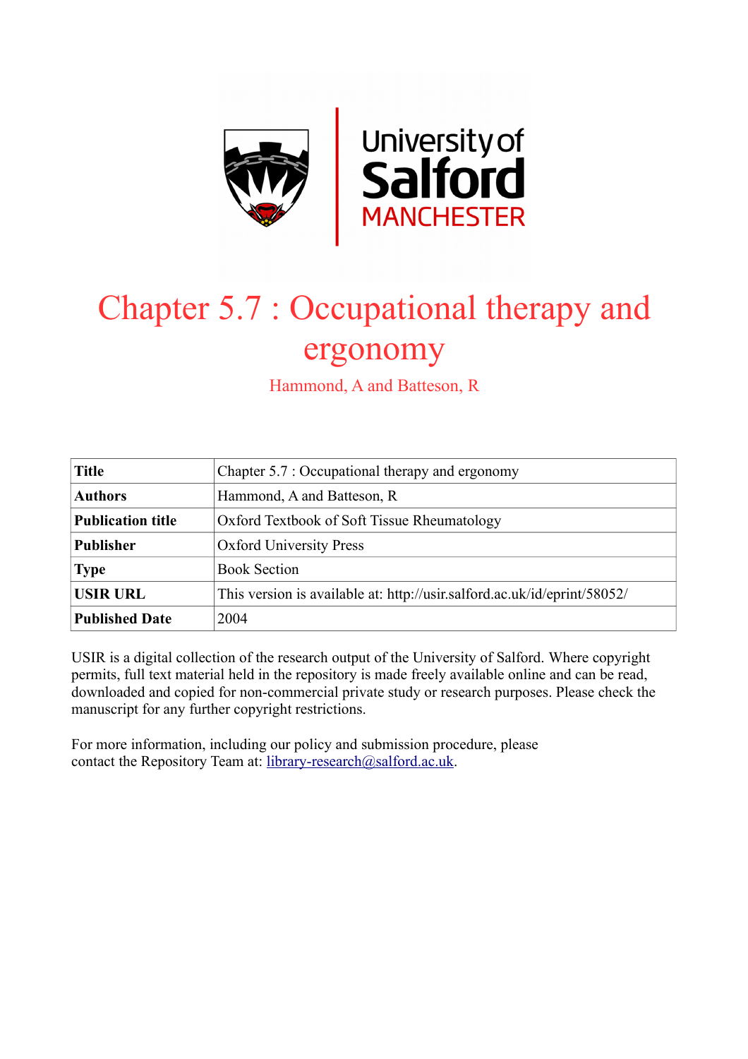# Chapter 5.7 : Occupational therapy and ergonomy

Hammond, A and Batteson, R

| **Title** | Chapter 5.7 : Occupational therapy and ergonomy |
|---|---|
| **Authors** | Hammond, A and Batteson, R |
| **Publication title** | Oxford Textbook of Soft Tissue Rheumatology |
| **Publisher** | Oxford University Press |
| **Type** | Book Section |
| **USIR URL** | This version is available at: http://usir.salford.ac.uk/id/eprint/58052/ |
| **Published Date** | 2004 |

USIR is a digital collection of the research output of the University of Salford. Where copyright permits, full text material held in the repository is made freely available online and can be read, downloaded and copied for non-commercial private study or research purposes. Please check the manuscript for any further copyright restrictions.

For more information, including our policy and submission procedure, please contact the Repository Team at: library-research@salford.ac.uk.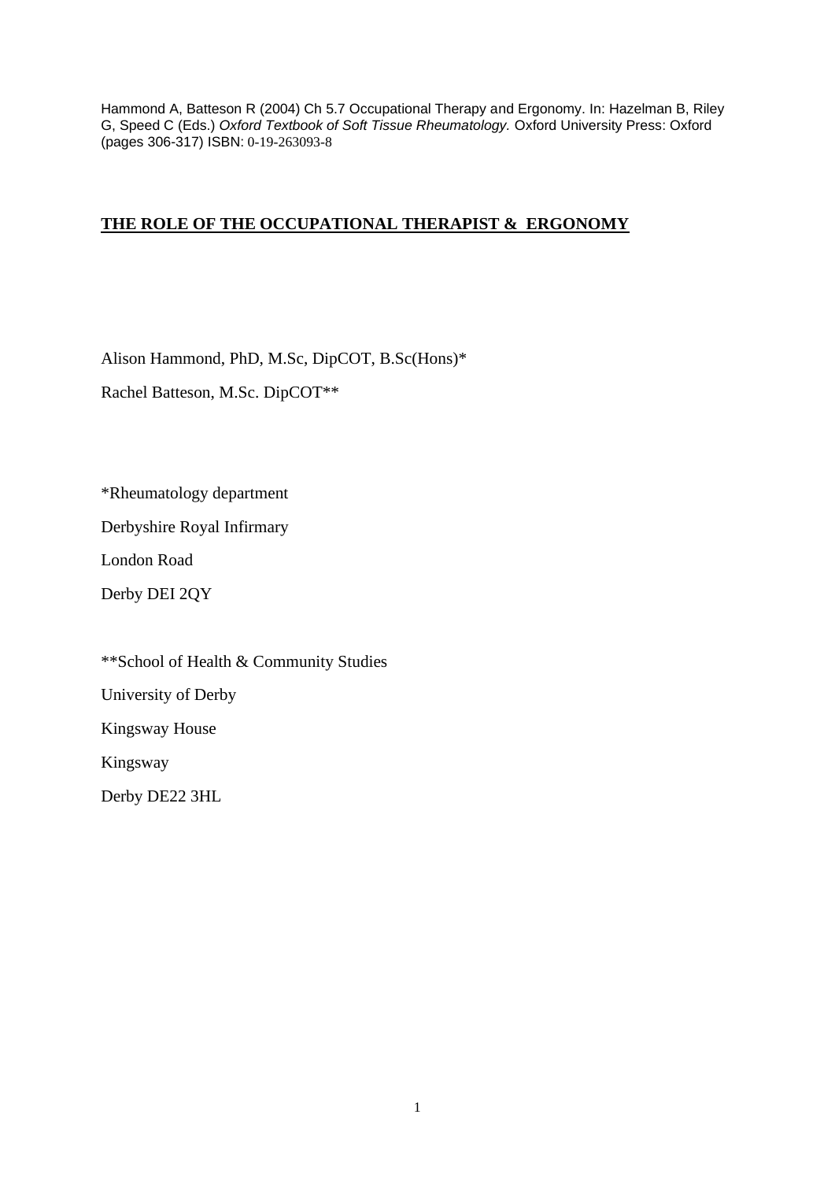Hammond A, Batteson R (2004) Ch 5.7 Occupational Therapy and Ergonomy. In: Hazelman B, Riley G, Speed C (Eds.) *Oxford Textbook of Soft Tissue Rheumatology.* Oxford University Press: Oxford (pages 306-317) ISBN: 0-19-263093-8

# THE ROLE OF THE OCCUPATIONAL THERAPIST & ERGONOMY

Alison Hammond, PhD, M.Sc, DipCOT, B.Sc(Hons)*

Rachel Batteson, M.Sc. DipCOT**

*Rheumatology department

Derbyshire Royal Infirmary

London Road

Derby DEI 2QY

**School of Health & Community Studies

University of Derby

Kingsway House

Kingsway

Derby DE22 3HL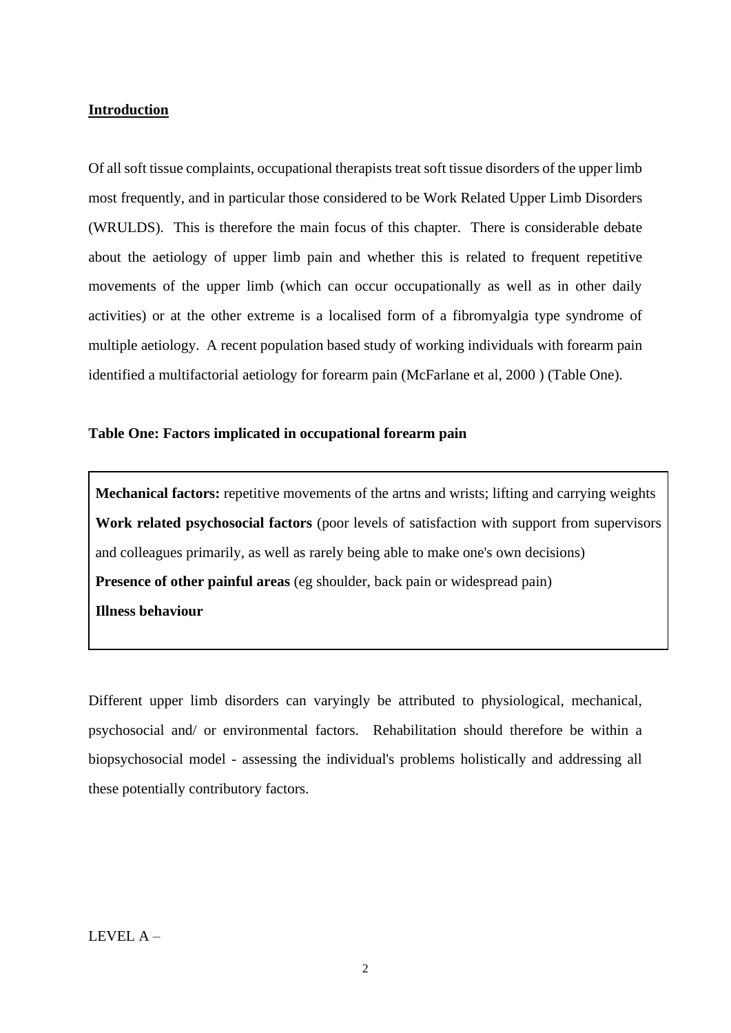## Introduction

Of all soft tissue complaints, occupational therapists treat soft tissue disorders of the upper limb most frequently, and in particular those considered to be Work Related Upper Limb Disorders (WRULDS). This is therefore the main focus of this chapter. There is considerable debate about the aetiology of upper limb pain and whether this is related to frequent repetitive movements of the upper limb (which can occur occupationally as well as in other daily activities) or at the other extreme is a localised form of a fibromyalgia type syndrome of multiple aetiology. A recent population based study of working individuals with forearm pain identified a multifactorial aetiology for forearm pain (McFarlane et al, 2000 ) (Table One).

**Table One: Factors implicated in occupational forearm pain**

**Mechanical factors:** repetitive movements of the artns and wrists; lifting and carrying weights
**Work related psychosocial factors** (poor levels of satisfaction with support from supervisors and colleagues primarily, as well as rarely being able to make one's own decisions)
**Presence of other painful areas** (eg shoulder, back pain or widespread pain)
**Illness behaviour**

Different upper limb disorders can varyingly be attributed to physiological, mechanical, psychosocial and/ or environmental factors. Rehabilitation should therefore be within a biopsychosocial model - assessing the individual's problems holistically and addressing all these potentially contributory factors.

LEVEL A –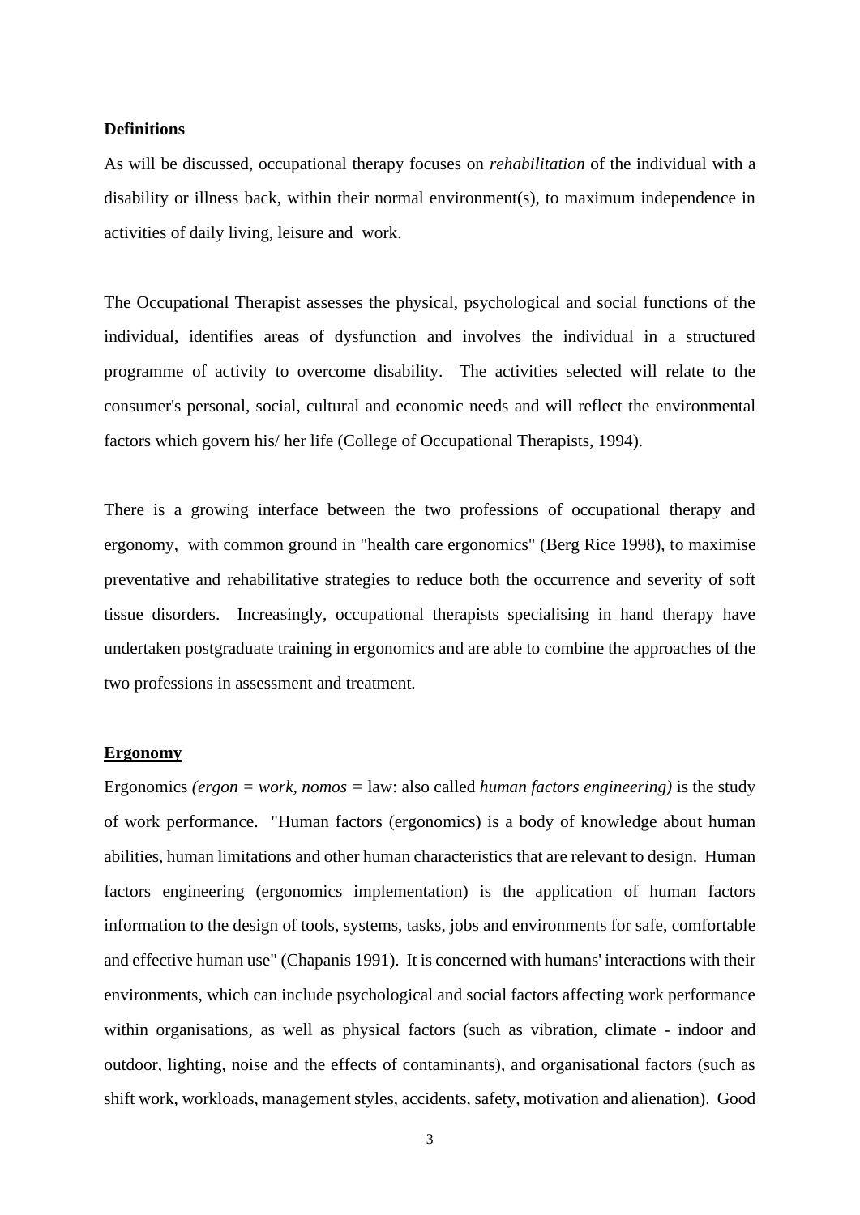**Definitions**

As will be discussed, occupational therapy focuses on *rehabilitation* of the individual with a disability or illness back, within their normal environment(s), to maximum independence in activities of daily living, leisure and work.

The Occupational Therapist assesses the physical, psychological and social functions of the individual, identifies areas of dysfunction and involves the individual in a structured programme of activity to overcome disability. The activities selected will relate to the consumer's personal, social, cultural and economic needs and will reflect the environmental factors which govern his/ her life (College of Occupational Therapists, 1994).

There is a growing interface between the two professions of occupational therapy and ergonomy, with common ground in "health care ergonomics" (Berg Rice 1998), to maximise preventative and rehabilitative strategies to reduce both the occurrence and severity of soft tissue disorders. Increasingly, occupational therapists specialising in hand therapy have undertaken postgraduate training in ergonomics and are able to combine the approaches of the two professions in assessment and treatment.

**Ergonomy**

Ergonomics *(ergon = work, nomos =* law: also called *human factors engineering)* is the study of work performance. "Human factors (ergonomics) is a body of knowledge about human abilities, human limitations and other human characteristics that are relevant to design. Human factors engineering (ergonomics implementation) is the application of human factors information to the design of tools, systems, tasks, jobs and environments for safe, comfortable and effective human use" (Chapanis 1991). It is concerned with humans' interactions with their environments, which can include psychological and social factors affecting work performance within organisations, as well as physical factors (such as vibration, climate - indoor and outdoor, lighting, noise and the effects of contaminants), and organisational factors (such as shift work, workloads, management styles, accidents, safety, motivation and alienation). Good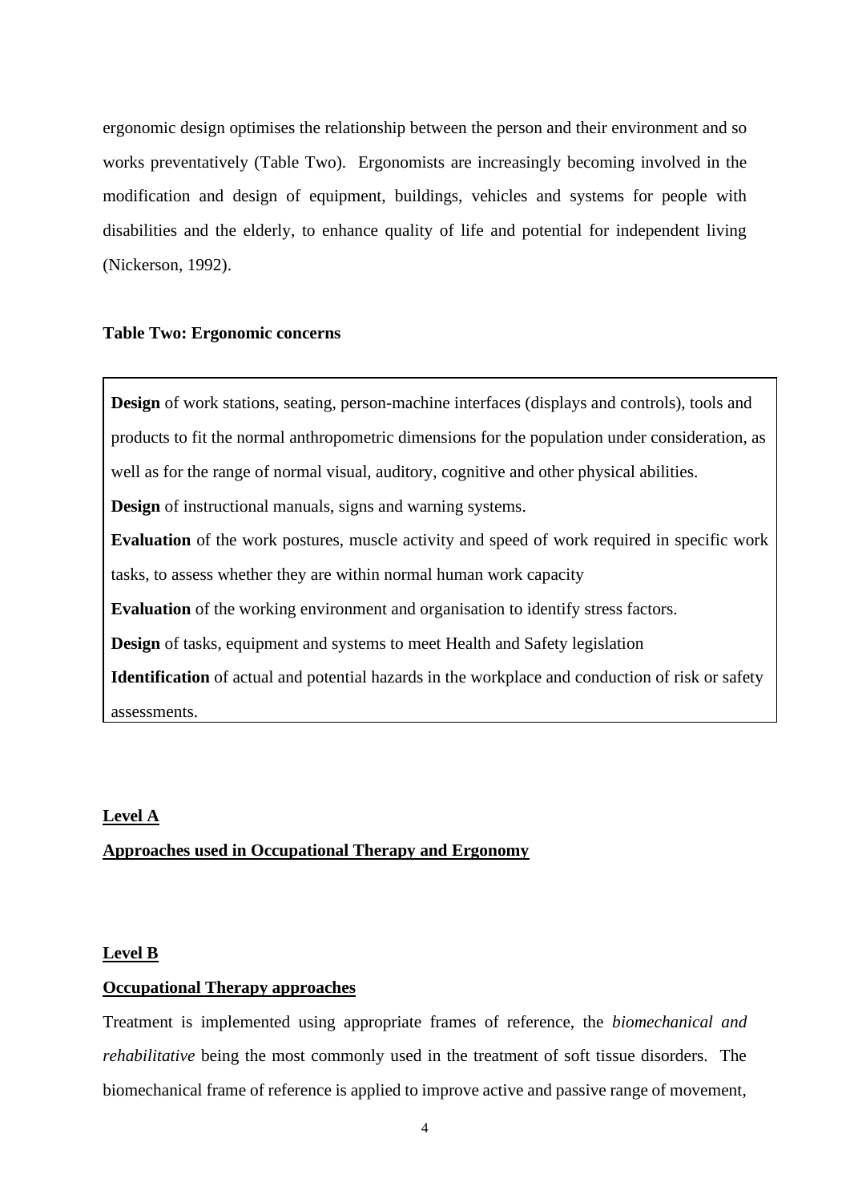ergonomic design optimises the relationship between the person and their environment and so works preventatively (Table Two). Ergonomists are increasingly becoming involved in the modification and design of equipment, buildings, vehicles and systems for people with disabilities and the elderly, to enhance quality of life and potential for independent living (Nickerson, 1992).

**Table Two: Ergonomic concerns**

| |
|---|
| **Design** of work stations, seating, person-machine interfaces (displays and controls), tools and products to fit the normal anthropometric dimensions for the population under consideration, as well as for the range of normal visual, auditory, cognitive and other physical abilities. |
| **Design** of instructional manuals, signs and warning systems. |
| **Evaluation** of the work postures, muscle activity and speed of work required in specific work tasks, to assess whether they are within normal human work capacity |
| **Evaluation** of the working environment and organisation to identify stress factors. |
| **Design** of tasks, equipment and systems to meet Health and Safety legislation |
| **Identification** of actual and potential hazards in the workplace and conduction of risk or safety assessments. |

## Level A

## Approaches used in Occupational Therapy and Ergonomy

### Level B

### Occupational Therapy approaches

Treatment is implemented using appropriate frames of reference, the *biomechanical and rehabilitative* being the most commonly used in the treatment of soft tissue disorders. The biomechanical frame of reference is applied to improve active and passive range of movement,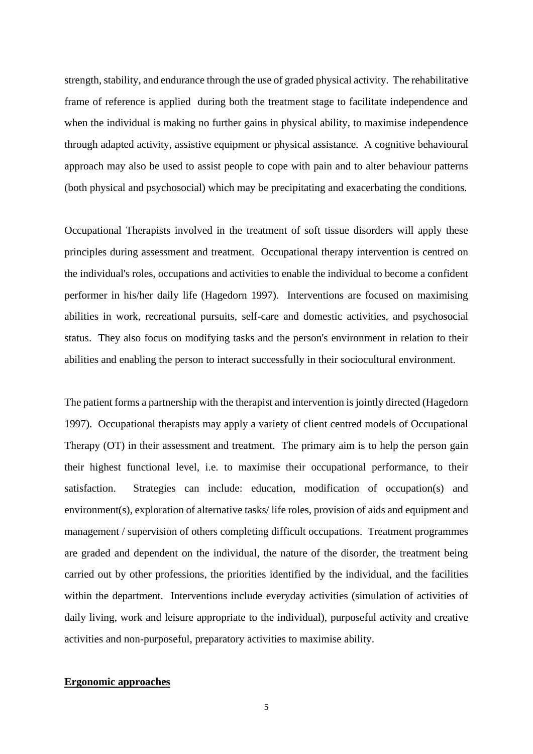strength, stability, and endurance through the use of graded physical activity. The rehabilitative frame of reference is applied during both the treatment stage to facilitate independence and when the individual is making no further gains in physical ability, to maximise independence through adapted activity, assistive equipment or physical assistance. A cognitive behavioural approach may also be used to assist people to cope with pain and to alter behaviour patterns (both physical and psychosocial) which may be precipitating and exacerbating the conditions.

Occupational Therapists involved in the treatment of soft tissue disorders will apply these principles during assessment and treatment. Occupational therapy intervention is centred on the individual's roles, occupations and activities to enable the individual to become a confident performer in his/her daily life (Hagedorn 1997). Interventions are focused on maximising abilities in work, recreational pursuits, self-care and domestic activities, and psychosocial status. They also focus on modifying tasks and the person's environment in relation to their abilities and enabling the person to interact successfully in their sociocultural environment.

The patient forms a partnership with the therapist and intervention is jointly directed (Hagedorn 1997). Occupational therapists may apply a variety of client centred models of Occupational Therapy (OT) in their assessment and treatment. The primary aim is to help the person gain their highest functional level, i.e. to maximise their occupational performance, to their satisfaction. Strategies can include: education, modification of occupation(s) and environment(s), exploration of alternative tasks/ life roles, provision of aids and equipment and management / supervision of others completing difficult occupations. Treatment programmes are graded and dependent on the individual, the nature of the disorder, the treatment being carried out by other professions, the priorities identified by the individual, and the facilities within the department. Interventions include everyday activities (simulation of activities of daily living, work and leisure appropriate to the individual), purposeful activity and creative activities and non-purposeful, preparatory activities to maximise ability.

**Ergonomic approaches**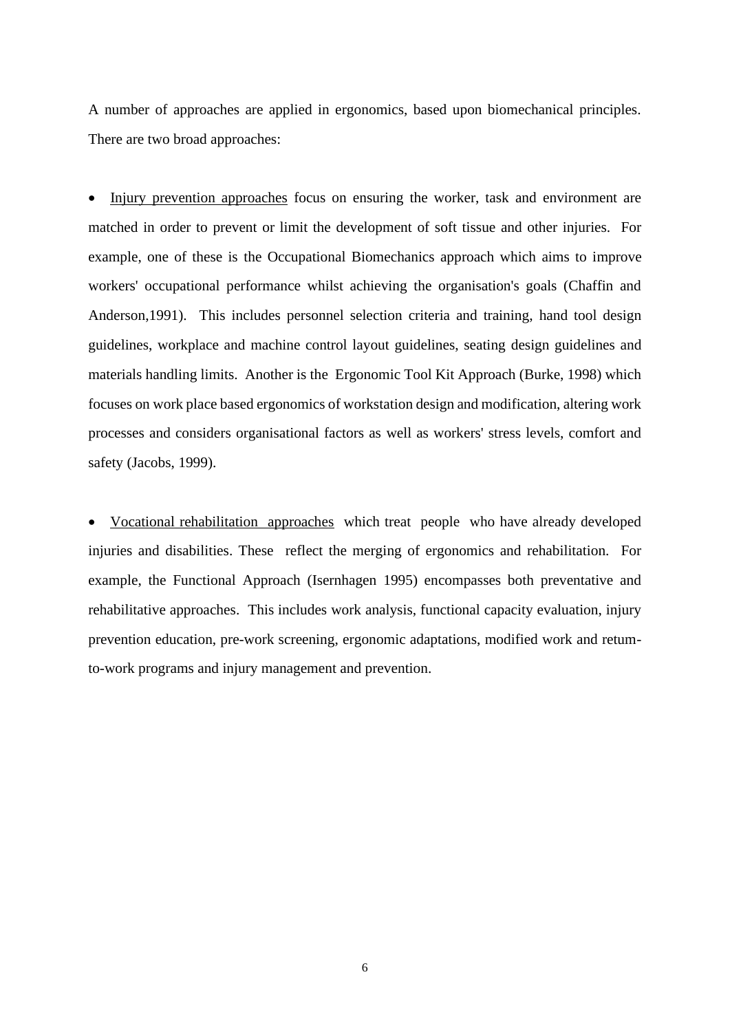A number of approaches are applied in ergonomics, based upon biomechanical principles. There are two broad approaches:

- <u>Injury prevention approaches</u> focus on ensuring the worker, task and environment are matched in order to prevent or limit the development of soft tissue and other injuries. For example, one of these is the Occupational Biomechanics approach which aims to improve workers' occupational performance whilst achieving the organisation's goals (Chaffin and Anderson,1991). This includes personnel selection criteria and training, hand tool design guidelines, workplace and machine control layout guidelines, seating design guidelines and materials handling limits. Another is the Ergonomic Tool Kit Approach (Burke, 1998) which focuses on work place based ergonomics of workstation design and modification, altering work processes and considers organisational factors as well as workers' stress levels, comfort and safety (Jacobs, 1999).

- <u>Vocational rehabilitation approaches</u> which treat people who have already developed injuries and disabilities. These reflect the merging of ergonomics and rehabilitation. For example, the Functional Approach (Isernhagen 1995) encompasses both preventative and rehabilitative approaches. This includes work analysis, functional capacity evaluation, injury prevention education, pre-work screening, ergonomic adaptations, modified work and retum-to-work programs and injury management and prevention.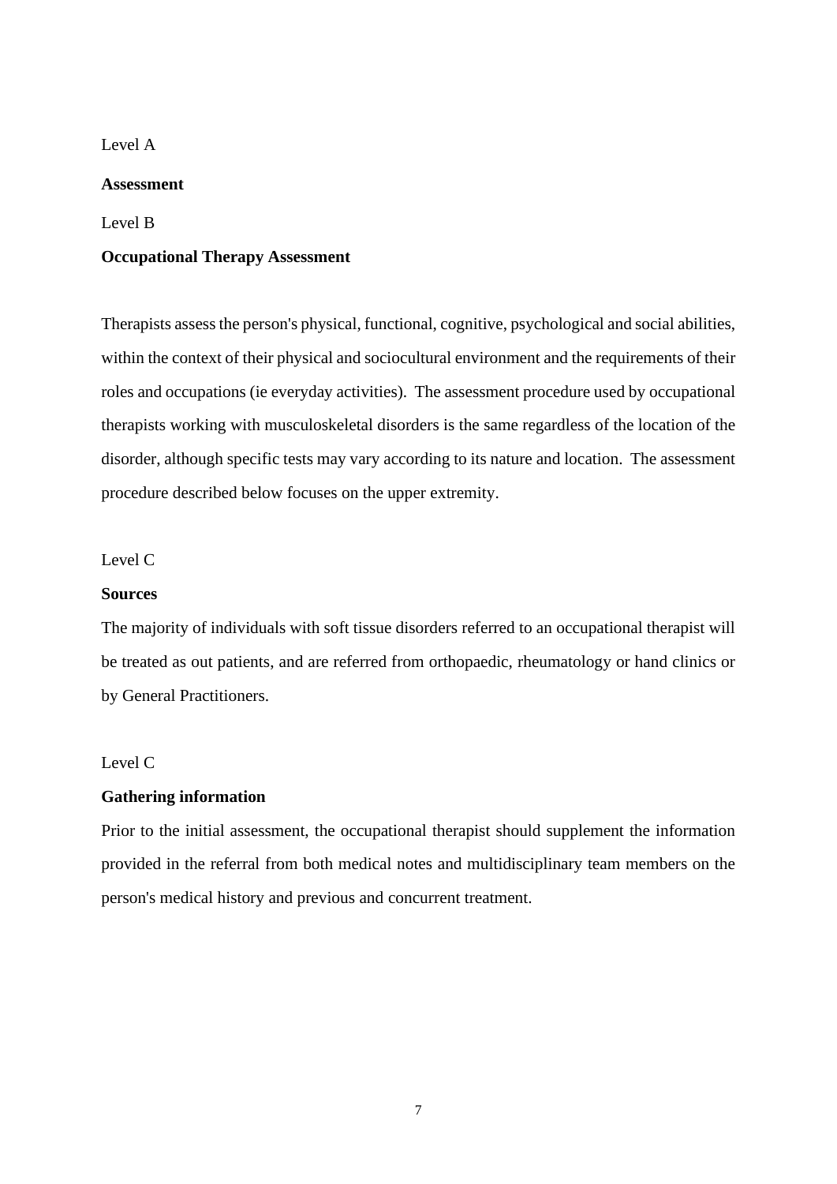Level A

# Assessment

Level B

## Occupational Therapy Assessment

Therapists assess the person's physical, functional, cognitive, psychological and social abilities, within the context of their physical and sociocultural environment and the requirements of their roles and occupations (ie everyday activities). The assessment procedure used by occupational therapists working with musculoskeletal disorders is the same regardless of the location of the disorder, although specific tests may vary according to its nature and location. The assessment procedure described below focuses on the upper extremity.

Level C

### Sources

The majority of individuals with soft tissue disorders referred to an occupational therapist will be treated as out patients, and are referred from orthopaedic, rheumatology or hand clinics or by General Practitioners.

Level C

### Gathering information

Prior to the initial assessment, the occupational therapist should supplement the information provided in the referral from both medical notes and multidisciplinary team members on the person's medical history and previous and concurrent treatment.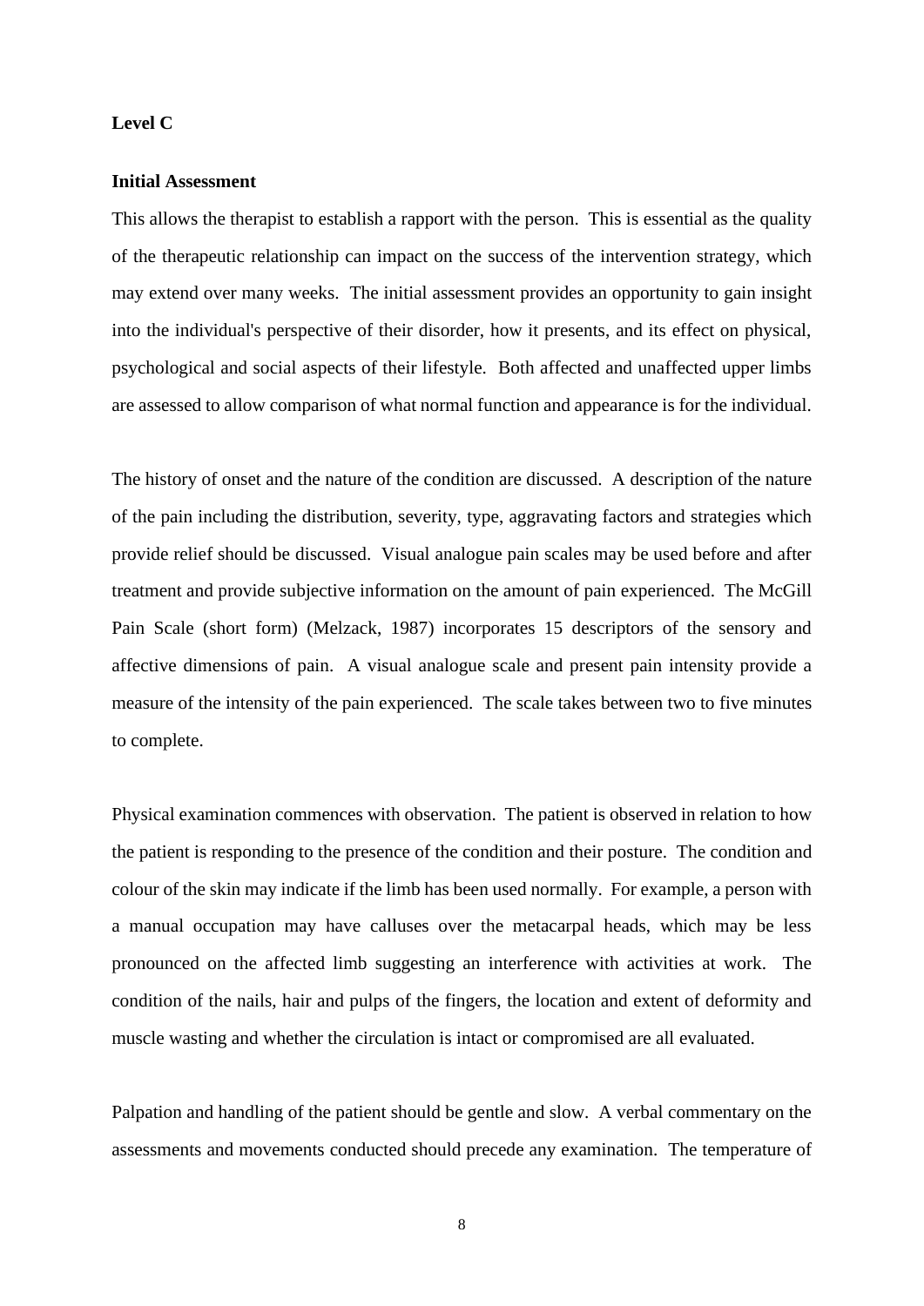**Level C**

**Initial Assessment**

This allows the therapist to establish a rapport with the person. This is essential as the quality of the therapeutic relationship can impact on the success of the intervention strategy, which may extend over many weeks. The initial assessment provides an opportunity to gain insight into the individual's perspective of their disorder, how it presents, and its effect on physical, psychological and social aspects of their lifestyle. Both affected and unaffected upper limbs are assessed to allow comparison of what normal function and appearance is for the individual.

The history of onset and the nature of the condition are discussed. A description of the nature of the pain including the distribution, severity, type, aggravating factors and strategies which provide relief should be discussed. Visual analogue pain scales may be used before and after treatment and provide subjective information on the amount of pain experienced. The McGill Pain Scale (short form) (Melzack, 1987) incorporates 15 descriptors of the sensory and affective dimensions of pain. A visual analogue scale and present pain intensity provide a measure of the intensity of the pain experienced. The scale takes between two to five minutes to complete.

Physical examination commences with observation. The patient is observed in relation to how the patient is responding to the presence of the condition and their posture. The condition and colour of the skin may indicate if the limb has been used normally. For example, a person with a manual occupation may have calluses over the metacarpal heads, which may be less pronounced on the affected limb suggesting an interference with activities at work. The condition of the nails, hair and pulps of the fingers, the location and extent of deformity and muscle wasting and whether the circulation is intact or compromised are all evaluated.

Palpation and handling of the patient should be gentle and slow. A verbal commentary on the assessments and movements conducted should precede any examination. The temperature of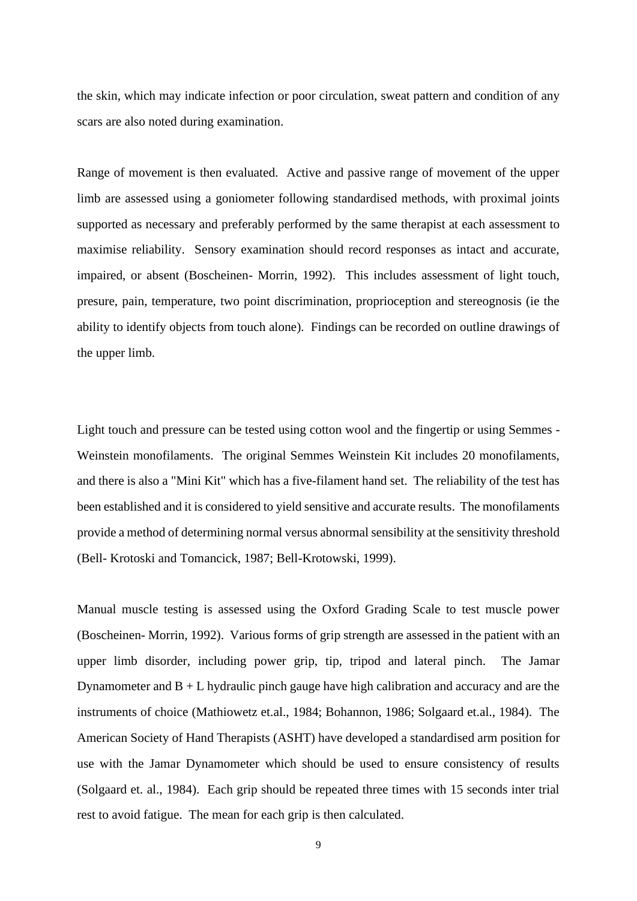the skin, which may indicate infection or poor circulation, sweat pattern and condition of any scars are also noted during examination.

Range of movement is then evaluated. Active and passive range of movement of the upper limb are assessed using a goniometer following standardised methods, with proximal joints supported as necessary and preferably performed by the same therapist at each assessment to maximise reliability. Sensory examination should record responses as intact and accurate, impaired, or absent (Boscheinen- Morrin, 1992). This includes assessment of light touch, presure, pain, temperature, two point discrimination, proprioception and stereognosis (ie the ability to identify objects from touch alone). Findings can be recorded on outline drawings of the upper limb.

Light touch and pressure can be tested using cotton wool and the fingertip or using Semmes - Weinstein monofilaments. The original Semmes Weinstein Kit includes 20 monofilaments, and there is also a "Mini Kit" which has a five-filament hand set. The reliability of the test has been established and it is considered to yield sensitive and accurate results. The monofilaments provide a method of determining normal versus abnormal sensibility at the sensitivity threshold (Bell- Krotoski and Tomancick, 1987; Bell-Krotowski, 1999).

Manual muscle testing is assessed using the Oxford Grading Scale to test muscle power (Boscheinen- Morrin, 1992). Various forms of grip strength are assessed in the patient with an upper limb disorder, including power grip, tip, tripod and lateral pinch. The Jamar Dynamometer and B + L hydraulic pinch gauge have high calibration and accuracy and are the instruments of choice (Mathiowetz et.al., 1984; Bohannon, 1986; Solgaard et.al., 1984). The American Society of Hand Therapists (ASHT) have developed a standardised arm position for use with the Jamar Dynamometer which should be used to ensure consistency of results (Solgaard et. al., 1984). Each grip should be repeated three times with 15 seconds inter trial rest to avoid fatigue. The mean for each grip is then calculated.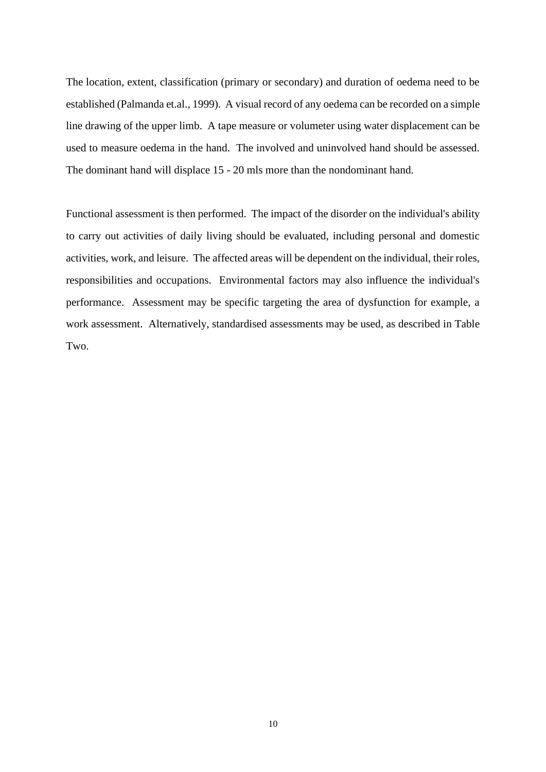The location, extent, classification (primary or secondary) and duration of oedema need to be established (Palmanda et.al., 1999). A visual record of any oedema can be recorded on a simple line drawing of the upper limb. A tape measure or volumeter using water displacement can be used to measure oedema in the hand. The involved and uninvolved hand should be assessed. The dominant hand will displace 15 - 20 mls more than the nondominant hand.

Functional assessment is then performed. The impact of the disorder on the individual's ability to carry out activities of daily living should be evaluated, including personal and domestic activities, work, and leisure. The affected areas will be dependent on the individual, their roles, responsibilities and occupations. Environmental factors may also influence the individual's performance. Assessment may be specific targeting the area of dysfunction for example, a work assessment. Alternatively, standardised assessments may be used, as described in Table Two.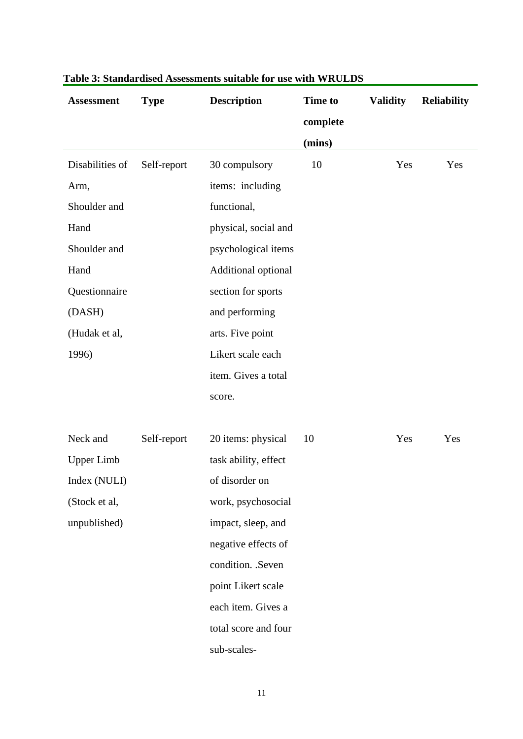**Table 3: Standardised Assessments suitable for use with WRULDS**

| Assessment | Type | Description | Time to complete (mins) | Validity | Reliability |
|---|---|---|---|---|---|
| Disabilities of Arm, Shoulder and Hand Shoulder and Hand Questionnaire (DASH) (Hudak et al, 1996) | Self-report | 30 compulsory items: including functional, physical, social and psychological items Additional optional section for sports and performing arts. Five point Likert scale each item. Gives a total score. | 10 | Yes | Yes |
| Neck and Upper Limb Index (NULI) (Stock et al, unpublished) | Self-report | 20 items: physical task ability, effect of disorder on work, psychosocial impact, sleep, and negative effects of condition. .Seven point Likert scale each item. Gives a total score and four sub-scales- | 10 | Yes | Yes |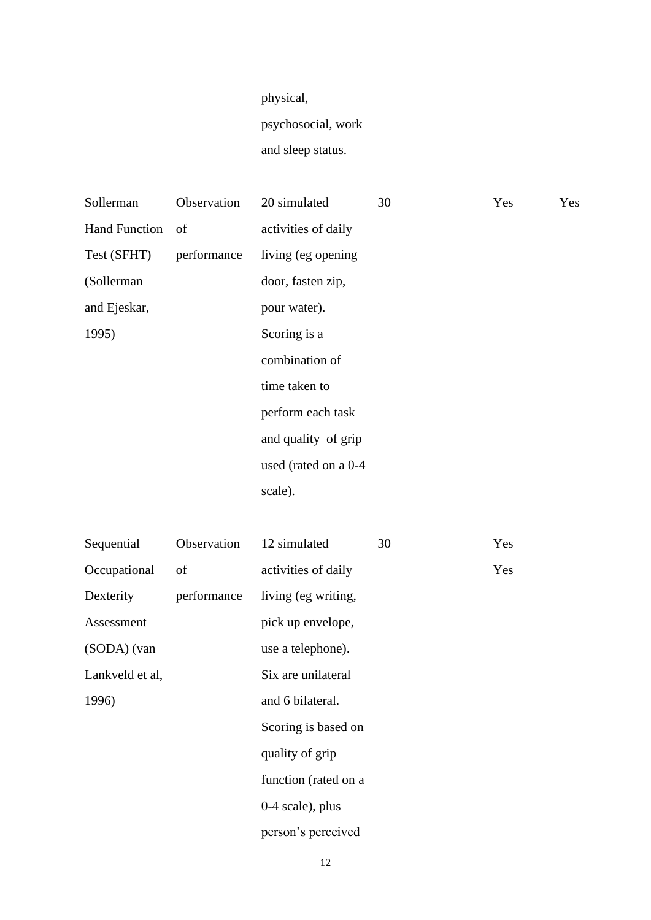| | | | | | |
|---|---|---|---|---|---|
| | | physical, psychosocial, work and sleep status. | | | |
| Sollerman Hand Function Test (SFHT) (Sollerman and Ejeskar, 1995) | Observation of performance | 20 simulated activities of daily living (eg opening door, fasten zip, pour water). Scoring is a combination of time taken to perform each task and quality of grip used (rated on a 0-4 scale). | 30 | Yes | Yes |
| Sequential Occupational Dexterity Assessment (SODA) (van Lankveld et al, 1996) | Observation of performance | 12 simulated activities of daily living (eg writing, pick up envelope, use a telephone). Six are unilateral and 6 bilateral. Scoring is based on quality of grip function (rated on a 0-4 scale), plus person's perceived | 30 | Yes Yes | |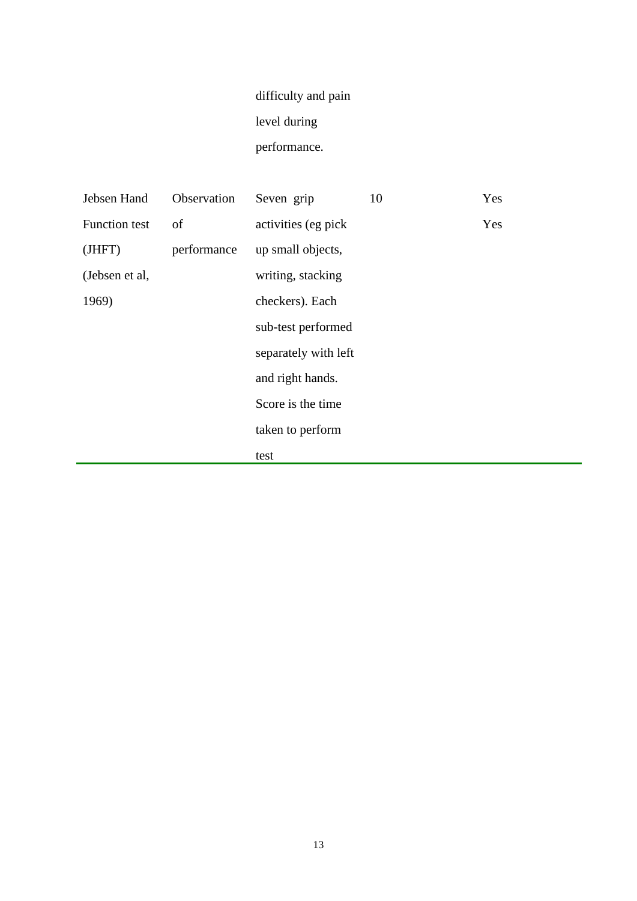| | | | | |
|---|---|---|---|---|
| | | difficulty and pain level during performance. | | |
| Jebsen Hand Function test (JHFT) (Jebsen et al, 1969) | Observation of performance | Seven grip activities (eg pick up small objects, writing, stacking checkers). Each sub-test performed separately with left and right hands. Score is the time taken to perform test | 10 | Yes Yes |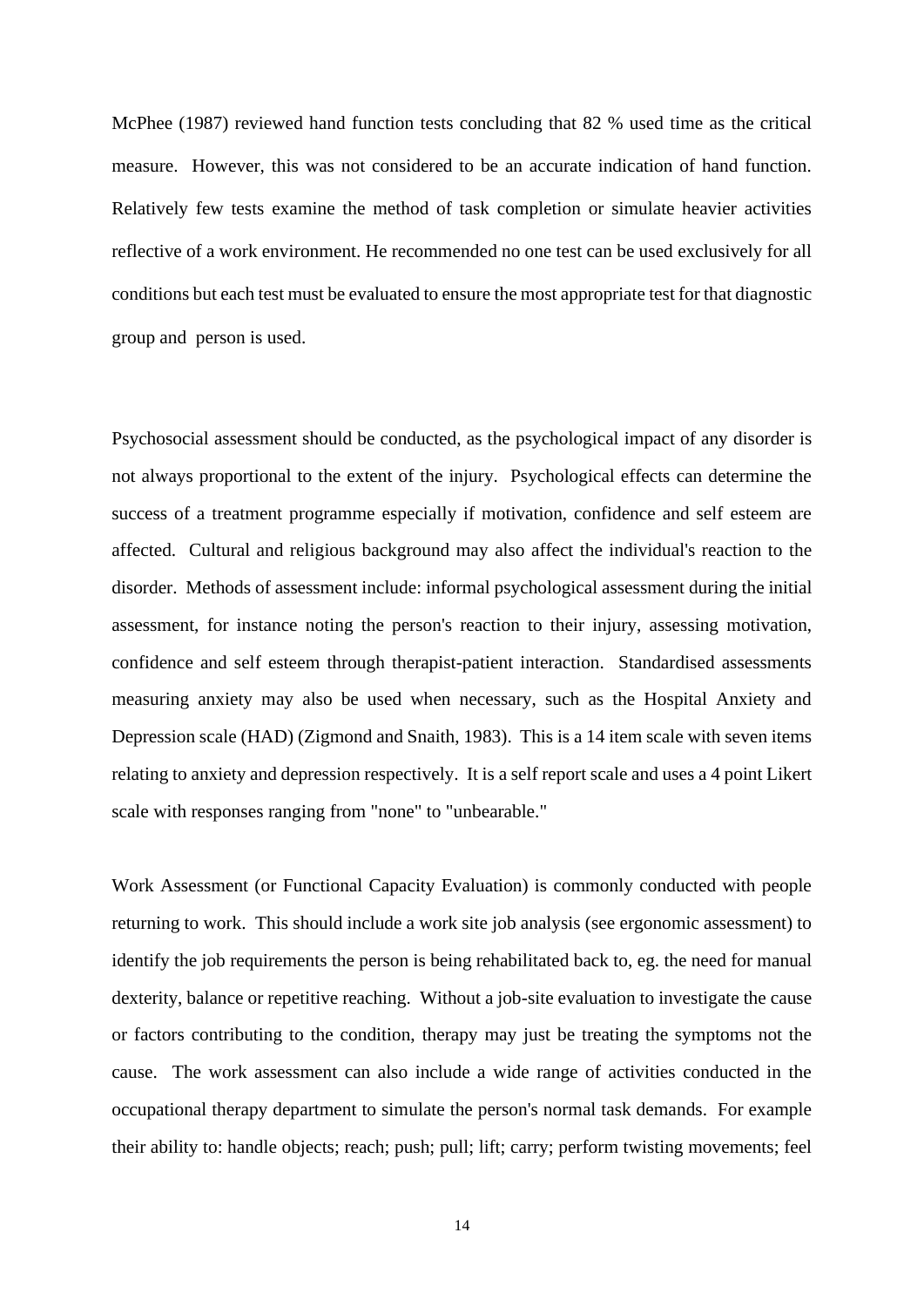McPhee (1987) reviewed hand function tests concluding that 82 % used time as the critical measure. However, this was not considered to be an accurate indication of hand function. Relatively few tests examine the method of task completion or simulate heavier activities reflective of a work environment. He recommended no one test can be used exclusively for all conditions but each test must be evaluated to ensure the most appropriate test for that diagnostic group and person is used.

Psychosocial assessment should be conducted, as the psychological impact of any disorder is not always proportional to the extent of the injury. Psychological effects can determine the success of a treatment programme especially if motivation, confidence and self esteem are affected. Cultural and religious background may also affect the individual's reaction to the disorder. Methods of assessment include: informal psychological assessment during the initial assessment, for instance noting the person's reaction to their injury, assessing motivation, confidence and self esteem through therapist-patient interaction. Standardised assessments measuring anxiety may also be used when necessary, such as the Hospital Anxiety and Depression scale (HAD) (Zigmond and Snaith, 1983). This is a 14 item scale with seven items relating to anxiety and depression respectively. It is a self report scale and uses a 4 point Likert scale with responses ranging from "none" to "unbearable."

Work Assessment (or Functional Capacity Evaluation) is commonly conducted with people returning to work. This should include a work site job analysis (see ergonomic assessment) to identify the job requirements the person is being rehabilitated back to, eg. the need for manual dexterity, balance or repetitive reaching. Without a job-site evaluation to investigate the cause or factors contributing to the condition, therapy may just be treating the symptoms not the cause. The work assessment can also include a wide range of activities conducted in the occupational therapy department to simulate the person's normal task demands. For example their ability to: handle objects; reach; push; pull; lift; carry; perform twisting movements; feel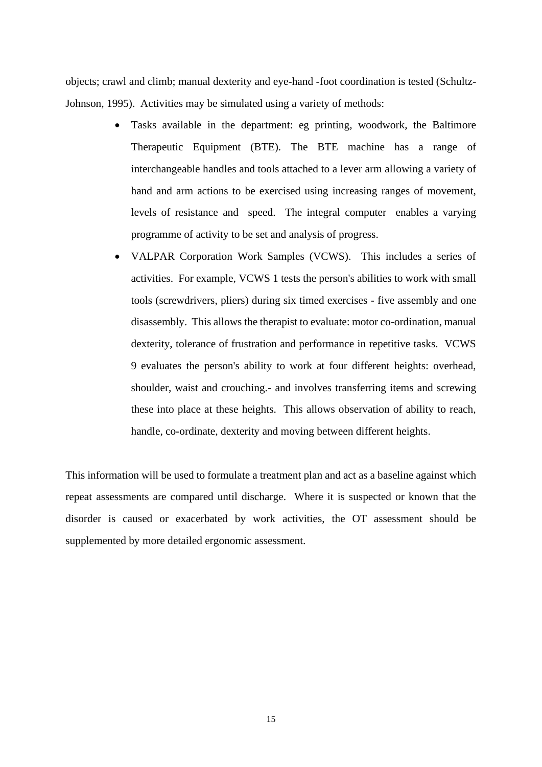objects; crawl and climb; manual dexterity and eye-hand -foot coordination is tested (Schultz-Johnson, 1995). Activities may be simulated using a variety of methods:

- Tasks available in the department: eg printing, woodwork, the Baltimore Therapeutic Equipment (BTE). The BTE machine has a range of interchangeable handles and tools attached to a lever arm allowing a variety of hand and arm actions to be exercised using increasing ranges of movement, levels of resistance and speed. The integral computer enables a varying programme of activity to be set and analysis of progress.
- VALPAR Corporation Work Samples (VCWS). This includes a series of activities. For example, VCWS 1 tests the person's abilities to work with small tools (screwdrivers, pliers) during six timed exercises - five assembly and one disassembly. This allows the therapist to evaluate: motor co-ordination, manual dexterity, tolerance of frustration and performance in repetitive tasks. VCWS 9 evaluates the person's ability to work at four different heights: overhead, shoulder, waist and crouching.- and involves transferring items and screwing these into place at these heights. This allows observation of ability to reach, handle, co-ordinate, dexterity and moving between different heights.

This information will be used to formulate a treatment plan and act as a baseline against which repeat assessments are compared until discharge. Where it is suspected or known that the disorder is caused or exacerbated by work activities, the OT assessment should be supplemented by more detailed ergonomic assessment.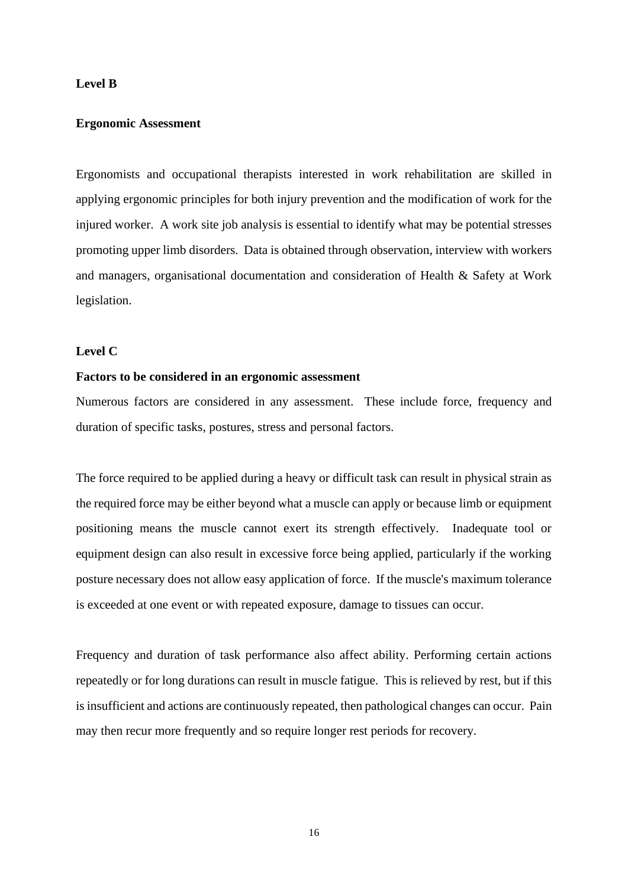**Level B**

**Ergonomic Assessment**

Ergonomists and occupational therapists interested in work rehabilitation are skilled in applying ergonomic principles for both injury prevention and the modification of work for the injured worker. A work site job analysis is essential to identify what may be potential stresses promoting upper limb disorders. Data is obtained through observation, interview with workers and managers, organisational documentation and consideration of Health & Safety at Work legislation.

**Level C**

**Factors to be considered in an ergonomic assessment**

Numerous factors are considered in any assessment. These include force, frequency and duration of specific tasks, postures, stress and personal factors.

The force required to be applied during a heavy or difficult task can result in physical strain as the required force may be either beyond what a muscle can apply or because limb or equipment positioning means the muscle cannot exert its strength effectively. Inadequate tool or equipment design can also result in excessive force being applied, particularly if the working posture necessary does not allow easy application of force. If the muscle's maximum tolerance is exceeded at one event or with repeated exposure, damage to tissues can occur.

Frequency and duration of task performance also affect ability. Performing certain actions repeatedly or for long durations can result in muscle fatigue. This is relieved by rest, but if this is insufficient and actions are continuously repeated, then pathological changes can occur. Pain may then recur more frequently and so require longer rest periods for recovery.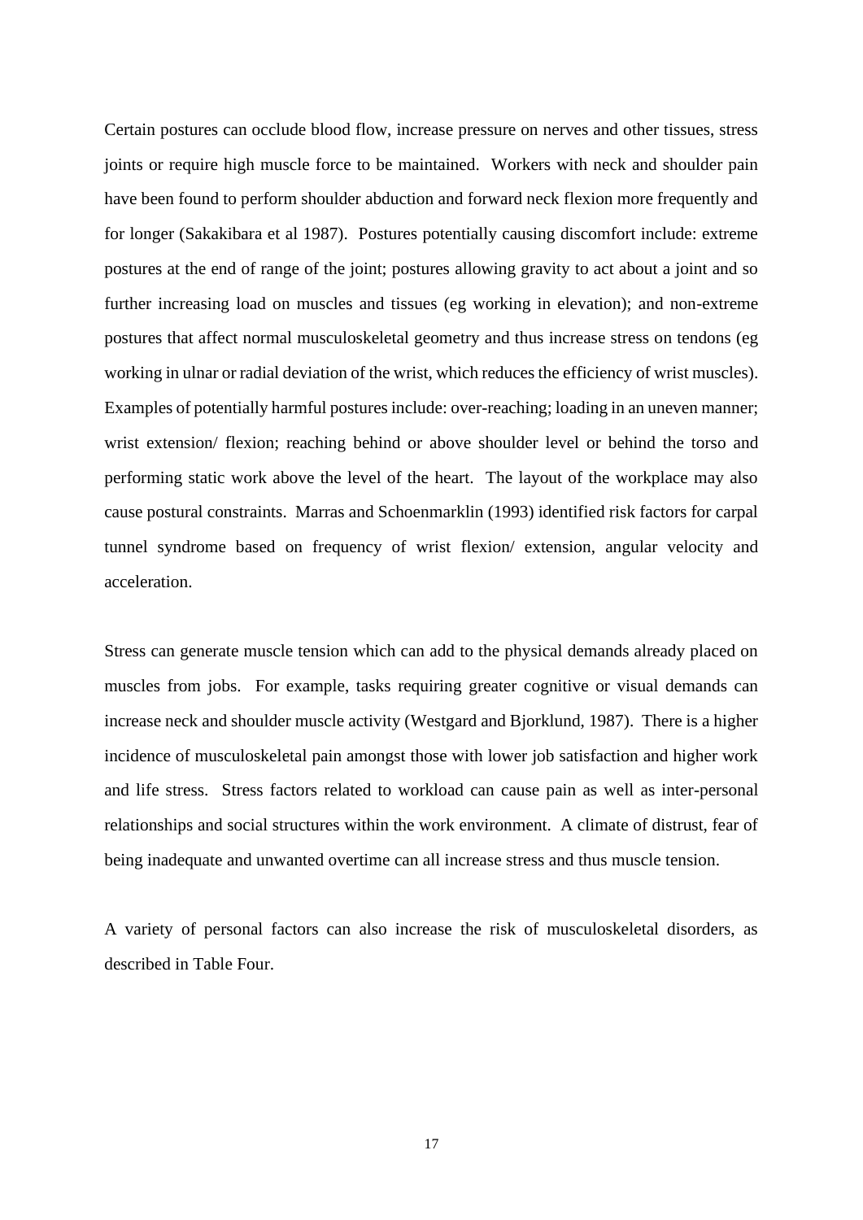Certain postures can occlude blood flow, increase pressure on nerves and other tissues, stress joints or require high muscle force to be maintained. Workers with neck and shoulder pain have been found to perform shoulder abduction and forward neck flexion more frequently and for longer (Sakakibara et al 1987). Postures potentially causing discomfort include: extreme postures at the end of range of the joint; postures allowing gravity to act about a joint and so further increasing load on muscles and tissues (eg working in elevation); and non-extreme postures that affect normal musculoskeletal geometry and thus increase stress on tendons (eg working in ulnar or radial deviation of the wrist, which reduces the efficiency of wrist muscles). Examples of potentially harmful postures include: over-reaching; loading in an uneven manner; wrist extension/ flexion; reaching behind or above shoulder level or behind the torso and performing static work above the level of the heart. The layout of the workplace may also cause postural constraints. Marras and Schoenmarklin (1993) identified risk factors for carpal tunnel syndrome based on frequency of wrist flexion/ extension, angular velocity and acceleration.

Stress can generate muscle tension which can add to the physical demands already placed on muscles from jobs. For example, tasks requiring greater cognitive or visual demands can increase neck and shoulder muscle activity (Westgard and Bjorklund, 1987). There is a higher incidence of musculoskeletal pain amongst those with lower job satisfaction and higher work and life stress. Stress factors related to workload can cause pain as well as inter-personal relationships and social structures within the work environment. A climate of distrust, fear of being inadequate and unwanted overtime can all increase stress and thus muscle tension.

A variety of personal factors can also increase the risk of musculoskeletal disorders, as described in Table Four.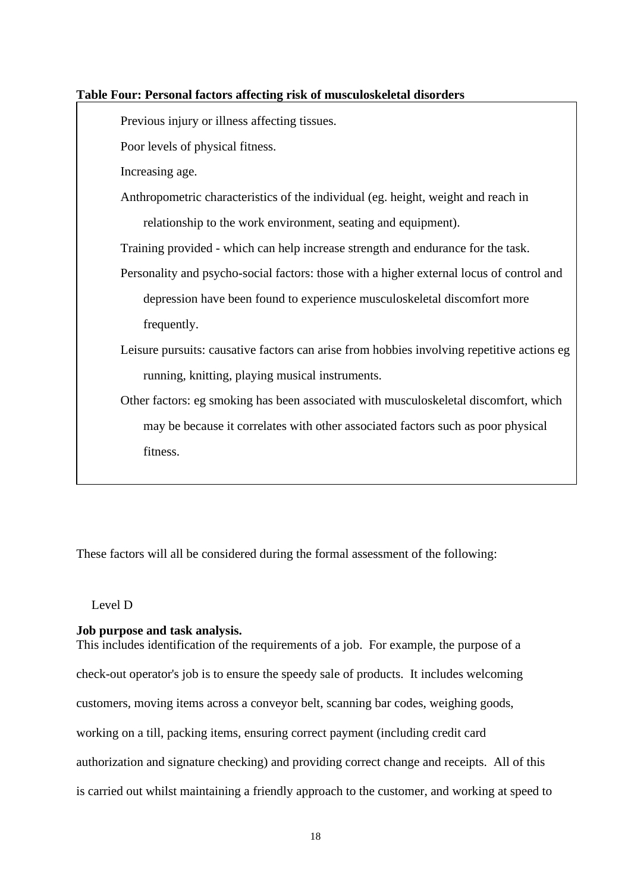**Table Four: Personal factors affecting risk of musculoskeletal disorders**

Previous injury or illness affecting tissues.

Poor levels of physical fitness.

Increasing age.

Anthropometric characteristics of the individual (eg. height, weight and reach in relationship to the work environment, seating and equipment).

Training provided - which can help increase strength and endurance for the task.

Personality and psycho-social factors: those with a higher external locus of control and depression have been found to experience musculoskeletal discomfort more frequently.

Leisure pursuits: causative factors can arise from hobbies involving repetitive actions eg running, knitting, playing musical instruments.

Other factors: eg smoking has been associated with musculoskeletal discomfort, which may be because it correlates with other associated factors such as poor physical fitness.

These factors will all be considered during the formal assessment of the following:

Level D

**Job purpose and task analysis.**

This includes identification of the requirements of a job. For example, the purpose of a check-out operator's job is to ensure the speedy sale of products. It includes welcoming customers, moving items across a conveyor belt, scanning bar codes, weighing goods, working on a till, packing items, ensuring correct payment (including credit card authorization and signature checking) and providing correct change and receipts. All of this is carried out whilst maintaining a friendly approach to the customer, and working at speed to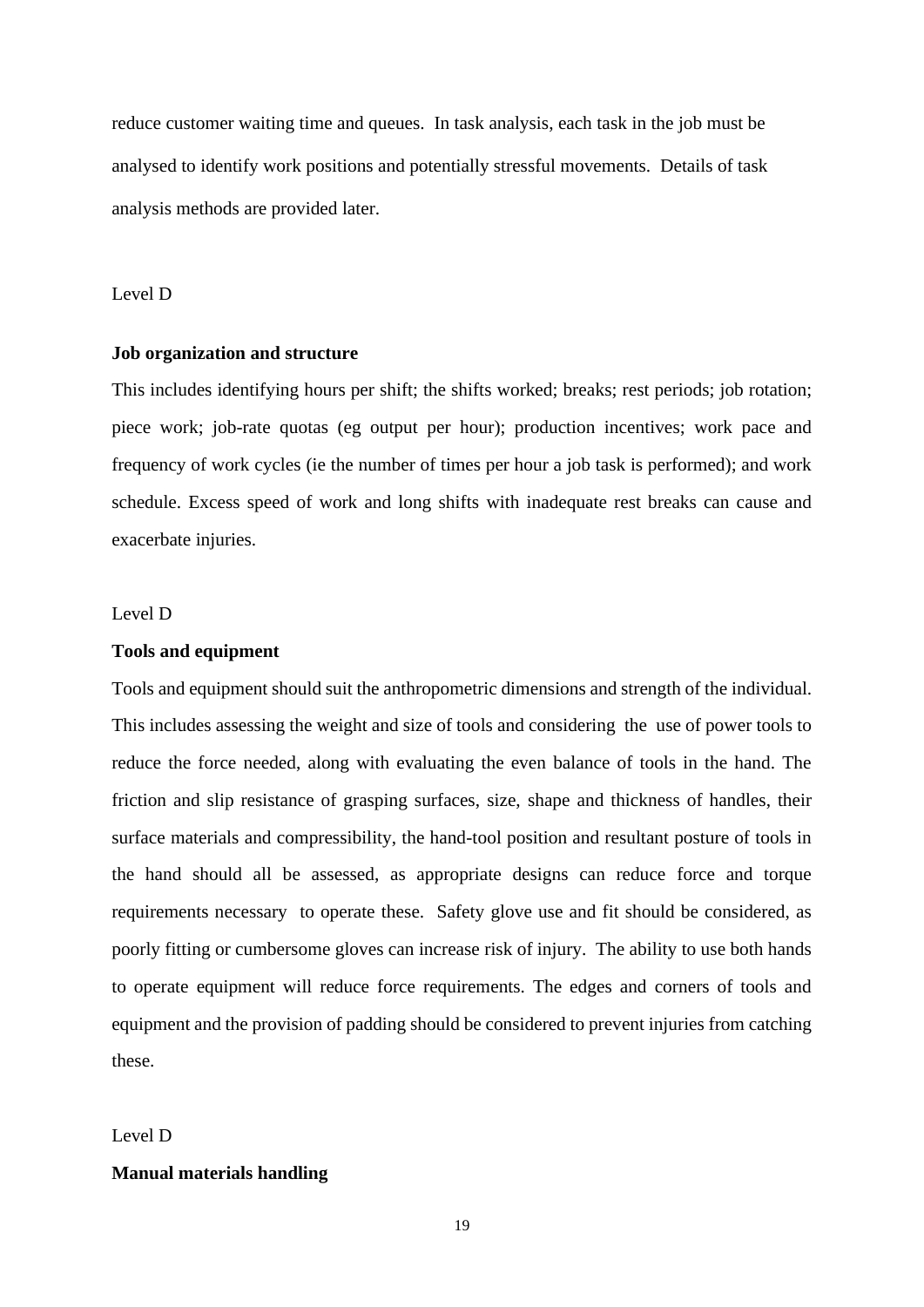reduce customer waiting time and queues. In task analysis, each task in the job must be analysed to identify work positions and potentially stressful movements. Details of task analysis methods are provided later.

Level D

**Job organization and structure**

This includes identifying hours per shift; the shifts worked; breaks; rest periods; job rotation; piece work; job-rate quotas (eg output per hour); production incentives; work pace and frequency of work cycles (ie the number of times per hour a job task is performed); and work schedule. Excess speed of work and long shifts with inadequate rest breaks can cause and exacerbate injuries.

Level D

**Tools and equipment**

Tools and equipment should suit the anthropometric dimensions and strength of the individual. This includes assessing the weight and size of tools and considering the use of power tools to reduce the force needed, along with evaluating the even balance of tools in the hand. The friction and slip resistance of grasping surfaces, size, shape and thickness of handles, their surface materials and compressibility, the hand-tool position and resultant posture of tools in the hand should all be assessed, as appropriate designs can reduce force and torque requirements necessary to operate these. Safety glove use and fit should be considered, as poorly fitting or cumbersome gloves can increase risk of injury. The ability to use both hands to operate equipment will reduce force requirements. The edges and corners of tools and equipment and the provision of padding should be considered to prevent injuries from catching these.

Level D

**Manual materials handling**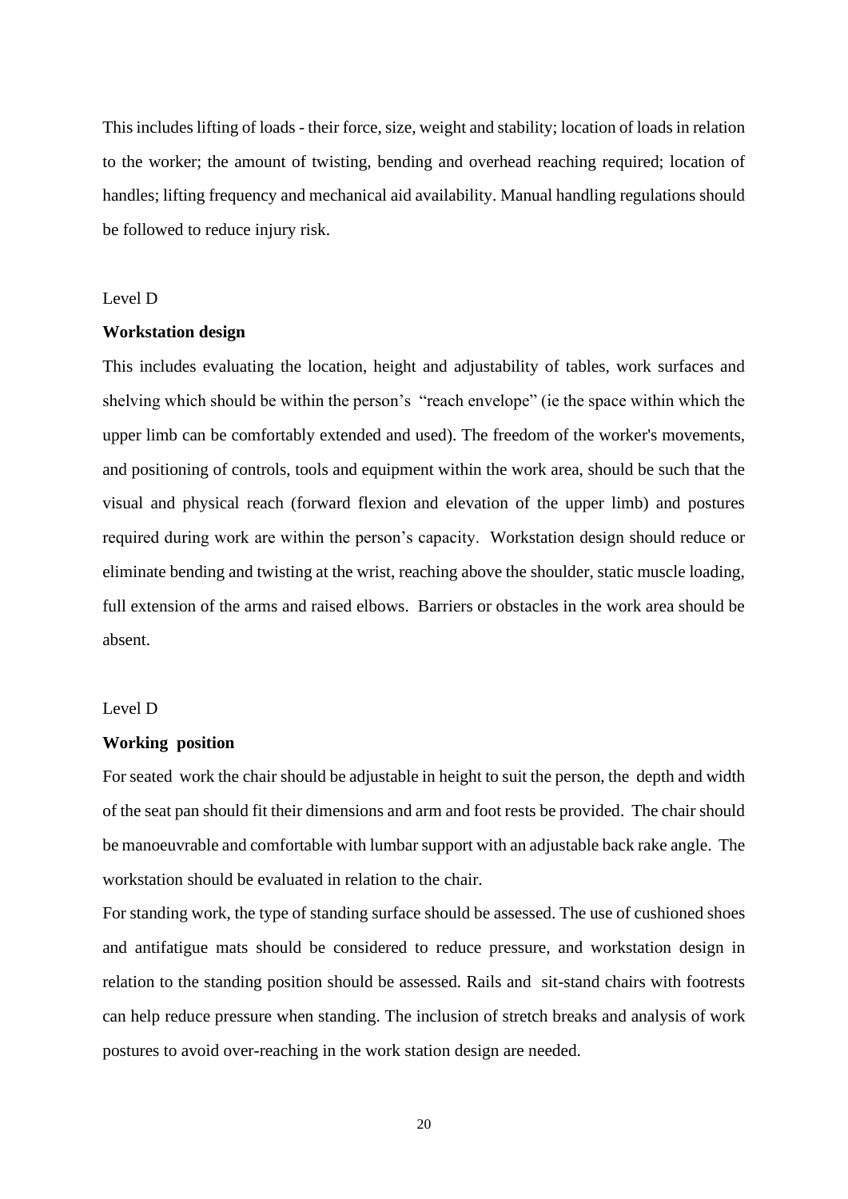This includes lifting of loads - their force, size, weight and stability; location of loads in relation to the worker; the amount of twisting, bending and overhead reaching required; location of handles; lifting frequency and mechanical aid availability. Manual handling regulations should be followed to reduce injury risk.

Level D

**Workstation design**

This includes evaluating the location, height and adjustability of tables, work surfaces and shelving which should be within the person's "reach envelope" (ie the space within which the upper limb can be comfortably extended and used). The freedom of the worker's movements, and positioning of controls, tools and equipment within the work area, should be such that the visual and physical reach (forward flexion and elevation of the upper limb) and postures required during work are within the person's capacity. Workstation design should reduce or eliminate bending and twisting at the wrist, reaching above the shoulder, static muscle loading, full extension of the arms and raised elbows. Barriers or obstacles in the work area should be absent.

Level D

**Working position**

For seated work the chair should be adjustable in height to suit the person, the depth and width of the seat pan should fit their dimensions and arm and foot rests be provided. The chair should be manoeuvrable and comfortable with lumbar support with an adjustable back rake angle. The workstation should be evaluated in relation to the chair.

For standing work, the type of standing surface should be assessed. The use of cushioned shoes and antifatigue mats should be considered to reduce pressure, and workstation design in relation to the standing position should be assessed. Rails and sit-stand chairs with footrests can help reduce pressure when standing. The inclusion of stretch breaks and analysis of work postures to avoid over-reaching in the work station design are needed.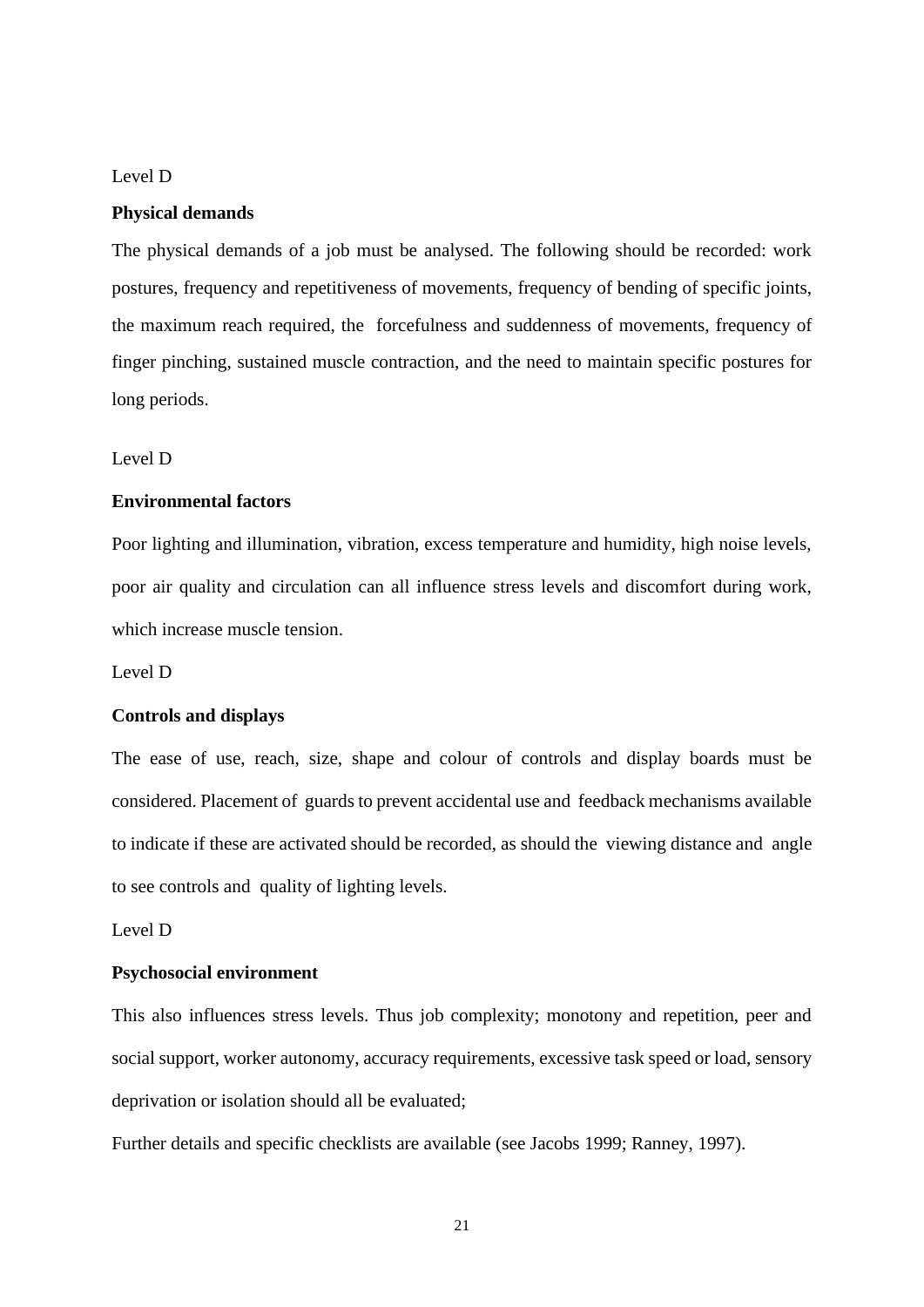Level D

**Physical demands**

The physical demands of a job must be analysed. The following should be recorded: work postures, frequency and repetitiveness of movements, frequency of bending of specific joints, the maximum reach required, the forcefulness and suddenness of movements, frequency of finger pinching, sustained muscle contraction, and the need to maintain specific postures for long periods.

Level D

**Environmental factors**

Poor lighting and illumination, vibration, excess temperature and humidity, high noise levels, poor air quality and circulation can all influence stress levels and discomfort during work, which increase muscle tension.

Level D

**Controls and displays**

The ease of use, reach, size, shape and colour of controls and display boards must be considered. Placement of guards to prevent accidental use and feedback mechanisms available to indicate if these are activated should be recorded, as should the viewing distance and angle to see controls and quality of lighting levels.

Level D

**Psychosocial environment**

This also influences stress levels. Thus job complexity; monotony and repetition, peer and social support, worker autonomy, accuracy requirements, excessive task speed or load, sensory deprivation or isolation should all be evaluated;

Further details and specific checklists are available (see Jacobs 1999; Ranney, 1997).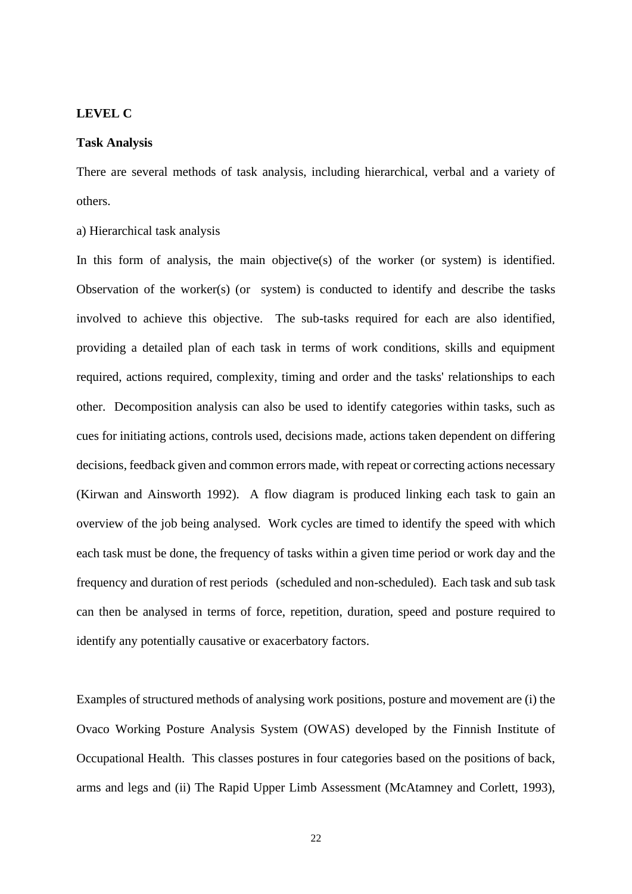**LEVEL C**

**Task Analysis**

There are several methods of task analysis, including hierarchical, verbal and a variety of others.

a) Hierarchical task analysis

In this form of analysis, the main objective(s) of the worker (or system) is identified. Observation of the worker(s) (or system) is conducted to identify and describe the tasks involved to achieve this objective. The sub-tasks required for each are also identified, providing a detailed plan of each task in terms of work conditions, skills and equipment required, actions required, complexity, timing and order and the tasks' relationships to each other. Decomposition analysis can also be used to identify categories within tasks, such as cues for initiating actions, controls used, decisions made, actions taken dependent on differing decisions, feedback given and common errors made, with repeat or correcting actions necessary (Kirwan and Ainsworth 1992). A flow diagram is produced linking each task to gain an overview of the job being analysed. Work cycles are timed to identify the speed with which each task must be done, the frequency of tasks within a given time period or work day and the frequency and duration of rest periods (scheduled and non-scheduled). Each task and sub task can then be analysed in terms of force, repetition, duration, speed and posture required to identify any potentially causative or exacerbatory factors.

Examples of structured methods of analysing work positions, posture and movement are (i) the Ovaco Working Posture Analysis System (OWAS) developed by the Finnish Institute of Occupational Health. This classes postures in four categories based on the positions of back, arms and legs and (ii) The Rapid Upper Limb Assessment (McAtamney and Corlett, 1993),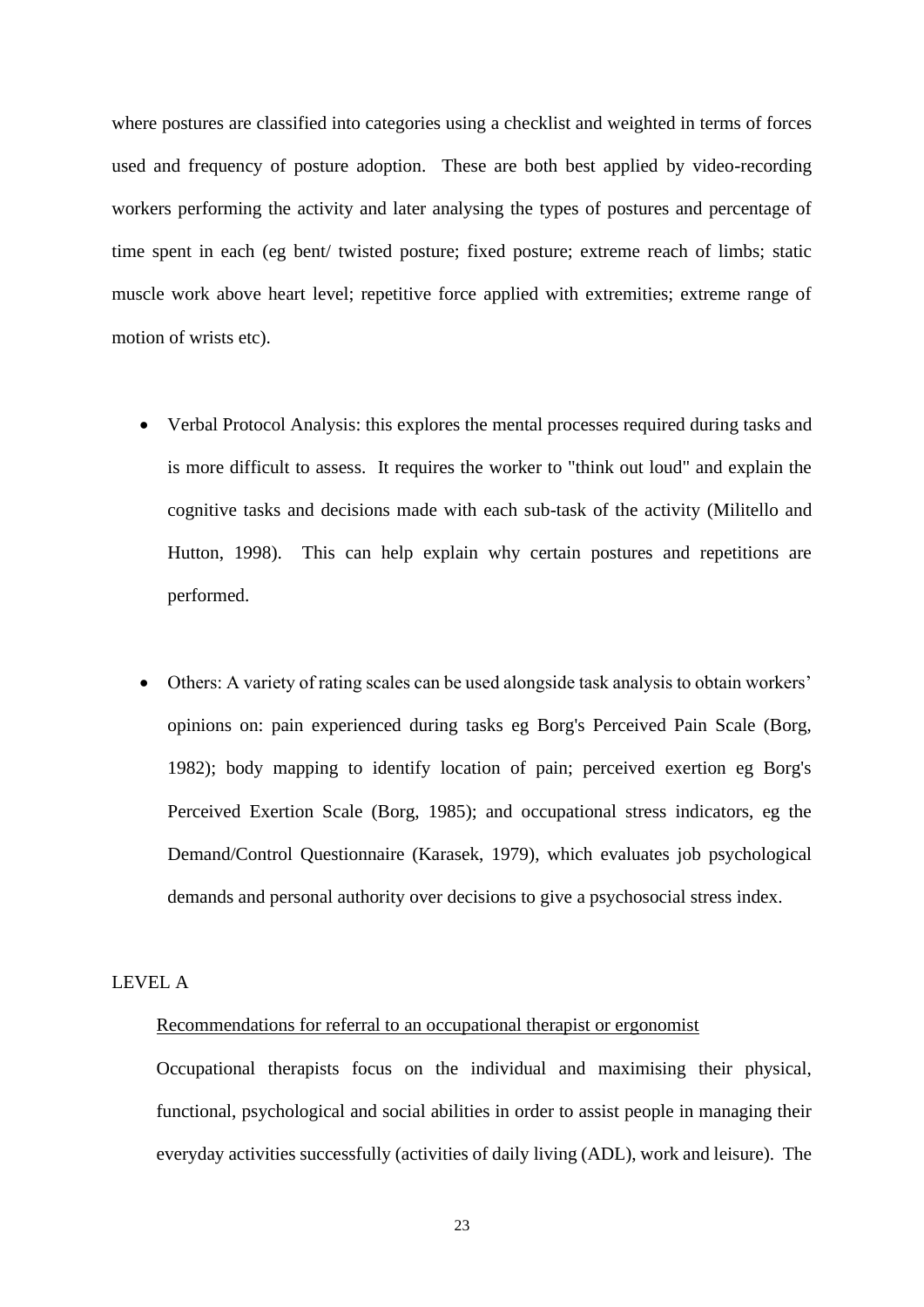where postures are classified into categories using a checklist and weighted in terms of forces used and frequency of posture adoption. These are both best applied by video-recording workers performing the activity and later analysing the types of postures and percentage of time spent in each (eg bent/ twisted posture; fixed posture; extreme reach of limbs; static muscle work above heart level; repetitive force applied with extremities; extreme range of motion of wrists etc).

- Verbal Protocol Analysis: this explores the mental processes required during tasks and is more difficult to assess. It requires the worker to "think out loud" and explain the cognitive tasks and decisions made with each sub-task of the activity (Militello and Hutton, 1998). This can help explain why certain postures and repetitions are performed.

- Others: A variety of rating scales can be used alongside task analysis to obtain workers' opinions on: pain experienced during tasks eg Borg's Perceived Pain Scale (Borg, 1982); body mapping to identify location of pain; perceived exertion eg Borg's Perceived Exertion Scale (Borg, 1985); and occupational stress indicators, eg the Demand/Control Questionnaire (Karasek, 1979), which evaluates job psychological demands and personal authority over decisions to give a psychosocial stress index.

LEVEL A

Recommendations for referral to an occupational therapist or ergonomist

Occupational therapists focus on the individual and maximising their physical, functional, psychological and social abilities in order to assist people in managing their everyday activities successfully (activities of daily living (ADL), work and leisure). The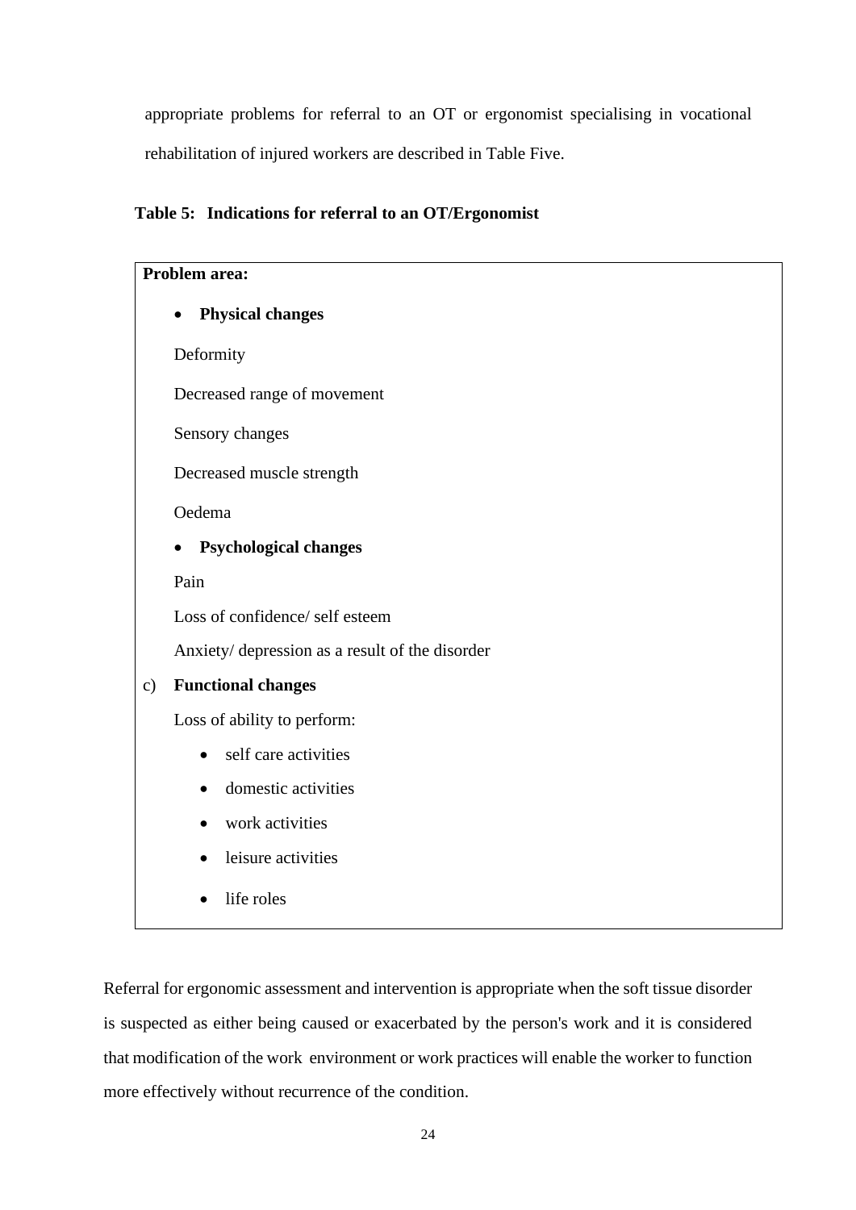appropriate problems for referral to an OT or ergonomist specialising in vocational rehabilitation of injured workers are described in Table Five.

**Table 5: Indications for referral to an OT/Ergonomist**

**Problem area:**

- **Physical changes**

  Deformity

  Decreased range of movement

  Sensory changes

  Decreased muscle strength

  Oedema

- **Psychological changes**

  Pain

  Loss of confidence/ self esteem

  Anxiety/ depression as a result of the disorder

c) **Functional changes**

  Loss of ability to perform:

  - self care activities
  - domestic activities
  - work activities
  - leisure activities
  - life roles

Referral for ergonomic assessment and intervention is appropriate when the soft tissue disorder is suspected as either being caused or exacerbated by the person's work and it is considered that modification of the work environment or work practices will enable the worker to function more effectively without recurrence of the condition.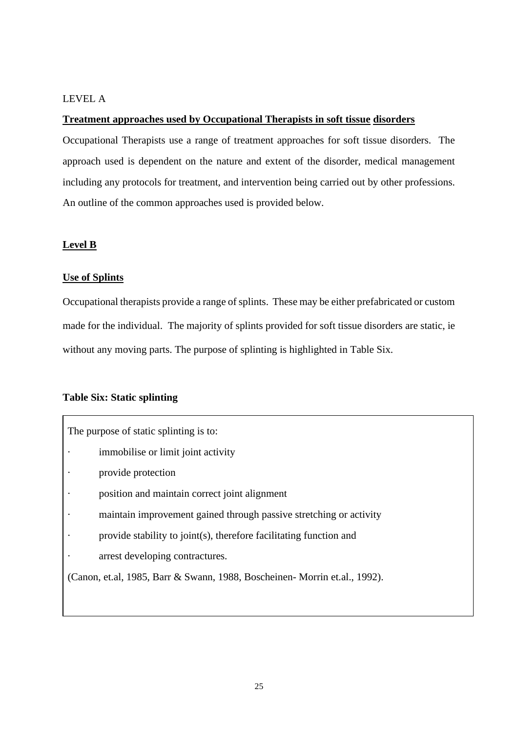LEVEL A

**Treatment approaches used by Occupational Therapists in soft tissue disorders**

Occupational Therapists use a range of treatment approaches for soft tissue disorders. The approach used is dependent on the nature and extent of the disorder, medical management including any protocols for treatment, and intervention being carried out by other professions. An outline of the common approaches used is provided below.

**Level B**

**Use of Splints**

Occupational therapists provide a range of splints. These may be either prefabricated or custom made for the individual. The majority of splints provided for soft tissue disorders are static, ie without any moving parts. The purpose of splinting is highlighted in Table Six.

**Table Six: Static splinting**

The purpose of static splinting is to:

- immobilise or limit joint activity
- provide protection
- position and maintain correct joint alignment
- maintain improvement gained through passive stretching or activity
- provide stability to joint(s), therefore facilitating function and
- arrest developing contractures.

(Canon, et.al, 1985, Barr & Swann, 1988, Boscheinen- Morrin et.al., 1992).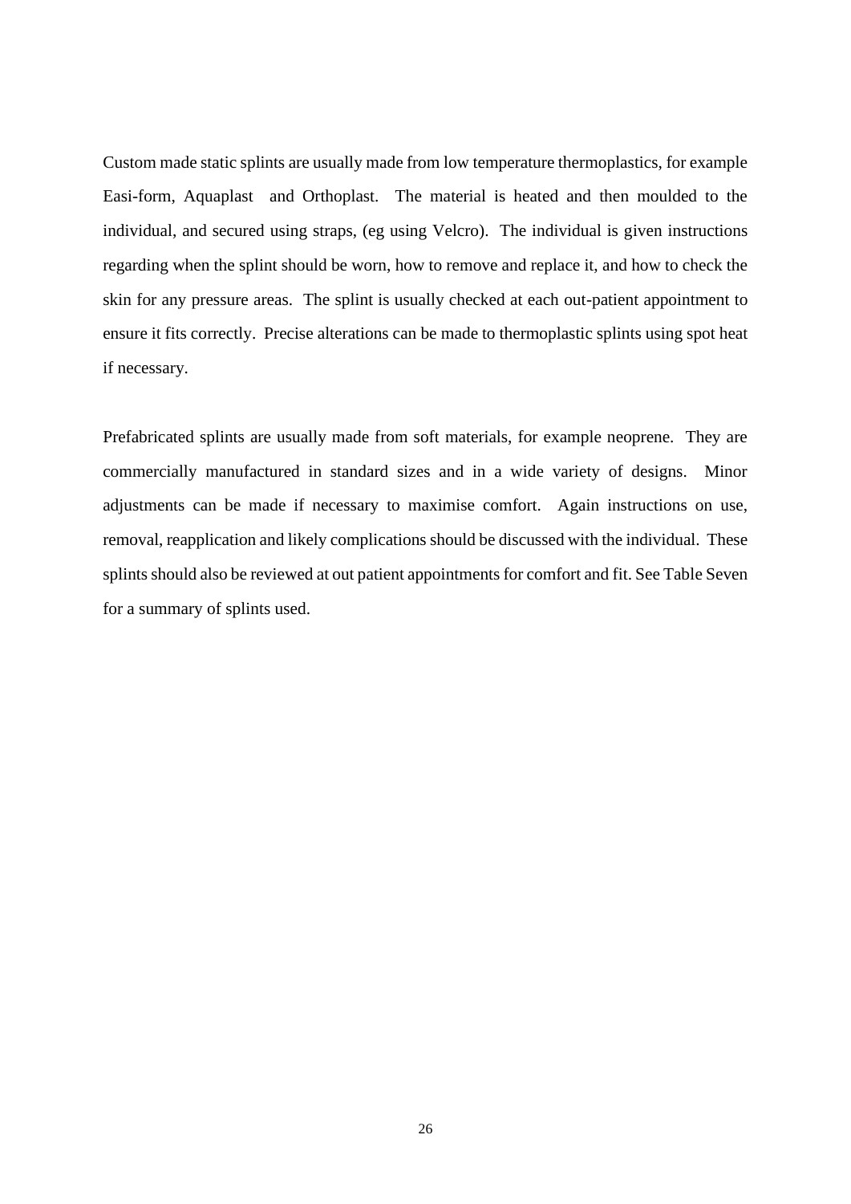Custom made static splints are usually made from low temperature thermoplastics, for example Easi-form, Aquaplast and Orthoplast. The material is heated and then moulded to the individual, and secured using straps, (eg using Velcro). The individual is given instructions regarding when the splint should be worn, how to remove and replace it, and how to check the skin for any pressure areas. The splint is usually checked at each out-patient appointment to ensure it fits correctly. Precise alterations can be made to thermoplastic splints using spot heat if necessary.

Prefabricated splints are usually made from soft materials, for example neoprene. They are commercially manufactured in standard sizes and in a wide variety of designs. Minor adjustments can be made if necessary to maximise comfort. Again instructions on use, removal, reapplication and likely complications should be discussed with the individual. These splints should also be reviewed at out patient appointments for comfort and fit. See Table Seven for a summary of splints used.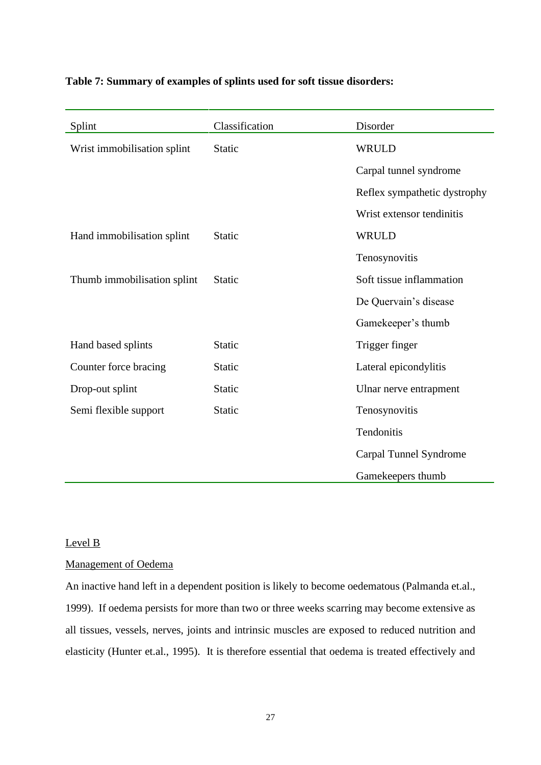**Table 7: Summary of examples of splints used for soft tissue disorders:**

| Splint | Classification | Disorder |
|---|---|---|
| Wrist immobilisation splint | Static | WRULD |
| | | Carpal tunnel syndrome |
| | | Reflex sympathetic dystrophy |
| | | Wrist extensor tendinitis |
| Hand immobilisation splint | Static | WRULD |
| | | Tenosynovitis |
| Thumb immobilisation splint | Static | Soft tissue inflammation |
| | | De Quervain's disease |
| | | Gamekeeper's thumb |
| Hand based splints | Static | Trigger finger |
| Counter force bracing | Static | Lateral epicondylitis |
| Drop-out splint | Static | Ulnar nerve entrapment |
| Semi flexible support | Static | Tenosynovitis |
| | | Tendonitis |
| | | Carpal Tunnel Syndrome |
| | | Gamekeepers thumb |

Level B

Management of Oedema

An inactive hand left in a dependent position is likely to become oedematous (Palmanda et.al., 1999). If oedema persists for more than two or three weeks scarring may become extensive as all tissues, vessels, nerves, joints and intrinsic muscles are exposed to reduced nutrition and elasticity (Hunter et.al., 1995). It is therefore essential that oedema is treated effectively and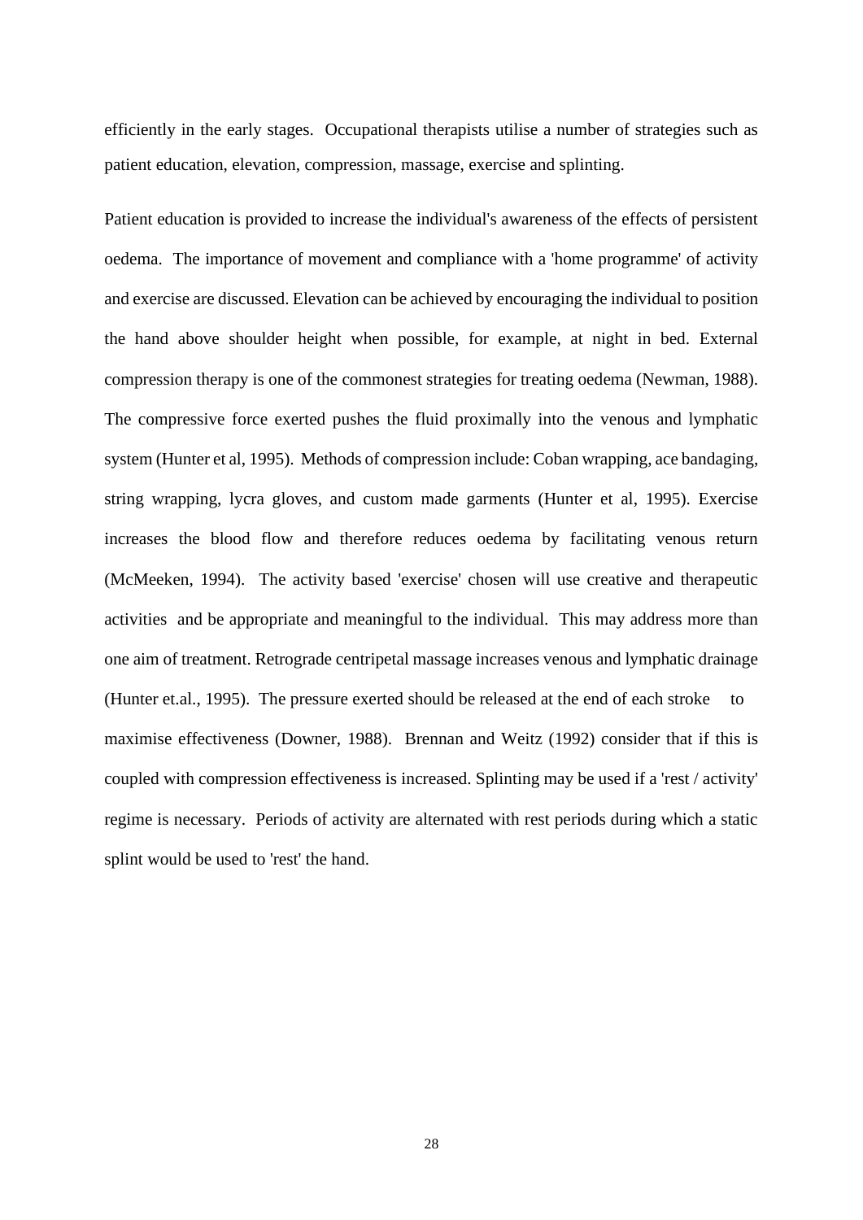efficiently in the early stages. Occupational therapists utilise a number of strategies such as patient education, elevation, compression, massage, exercise and splinting.

Patient education is provided to increase the individual's awareness of the effects of persistent oedema. The importance of movement and compliance with a 'home programme' of activity and exercise are discussed. Elevation can be achieved by encouraging the individual to position the hand above shoulder height when possible, for example, at night in bed. External compression therapy is one of the commonest strategies for treating oedema (Newman, 1988). The compressive force exerted pushes the fluid proximally into the venous and lymphatic system (Hunter et al, 1995). Methods of compression include: Coban wrapping, ace bandaging, string wrapping, lycra gloves, and custom made garments (Hunter et al, 1995). Exercise increases the blood flow and therefore reduces oedema by facilitating venous return (McMeeken, 1994). The activity based 'exercise' chosen will use creative and therapeutic activities and be appropriate and meaningful to the individual. This may address more than one aim of treatment. Retrograde centripetal massage increases venous and lymphatic drainage (Hunter et.al., 1995). The pressure exerted should be released at the end of each stroke to maximise effectiveness (Downer, 1988). Brennan and Weitz (1992) consider that if this is coupled with compression effectiveness is increased. Splinting may be used if a 'rest / activity' regime is necessary. Periods of activity are alternated with rest periods during which a static splint would be used to 'rest' the hand.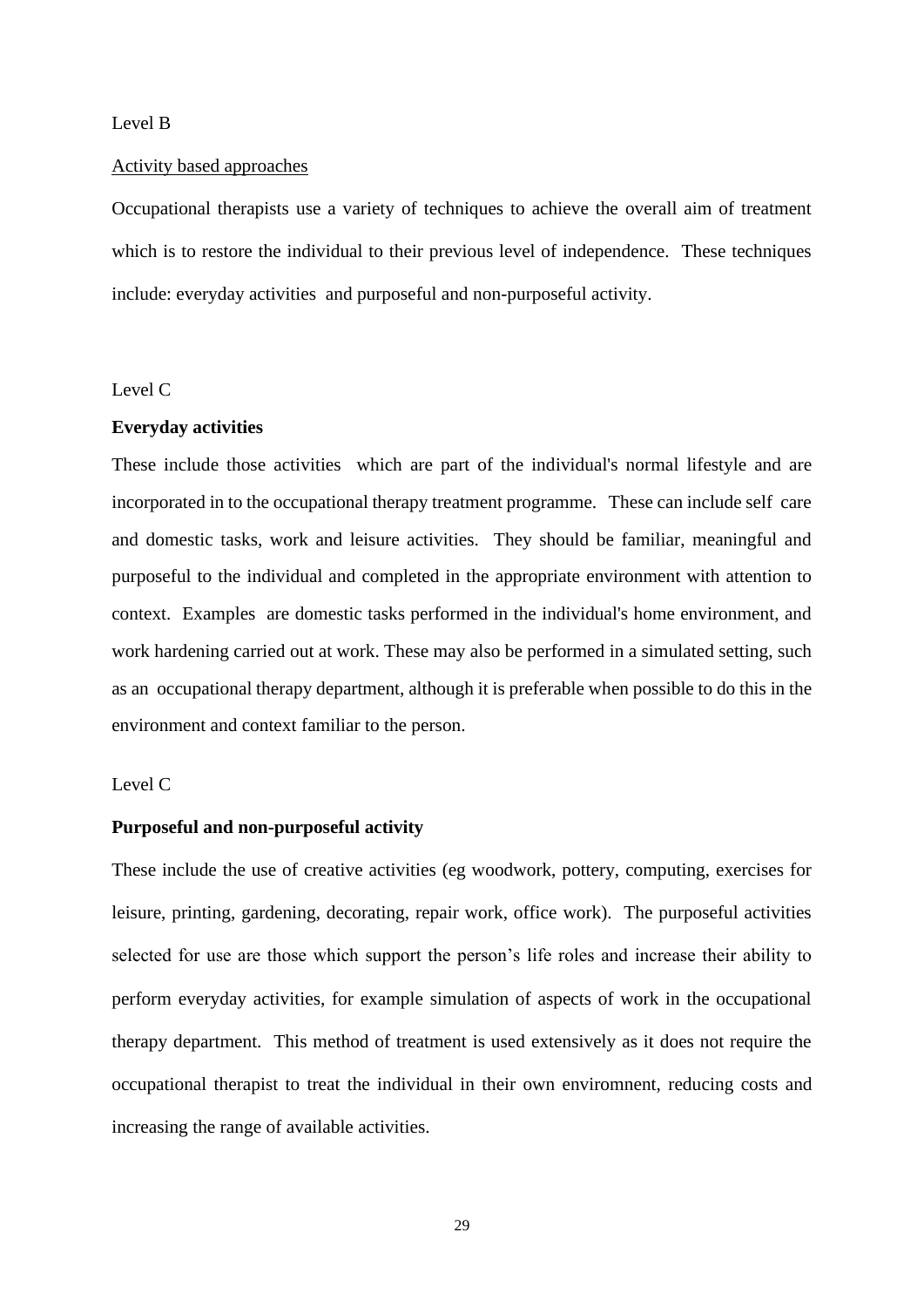Level B

<u>Activity based approaches</u>

Occupational therapists use a variety of techniques to achieve the overall aim of treatment which is to restore the individual to their previous level of independence. These techniques include: everyday activities and purposeful and non-purposeful activity.

Level C

**Everyday activities**

These include those activities which are part of the individual's normal lifestyle and are incorporated in to the occupational therapy treatment programme. These can include self care and domestic tasks, work and leisure activities. They should be familiar, meaningful and purposeful to the individual and completed in the appropriate environment with attention to context. Examples are domestic tasks performed in the individual's home environment, and work hardening carried out at work. These may also be performed in a simulated setting, such as an occupational therapy department, although it is preferable when possible to do this in the environment and context familiar to the person.

Level C

**Purposeful and non-purposeful activity**

These include the use of creative activities (eg woodwork, pottery, computing, exercises for leisure, printing, gardening, decorating, repair work, office work). The purposeful activities selected for use are those which support the person's life roles and increase their ability to perform everyday activities, for example simulation of aspects of work in the occupational therapy department. This method of treatment is used extensively as it does not require the occupational therapist to treat the individual in their own enviromnent, reducing costs and increasing the range of available activities.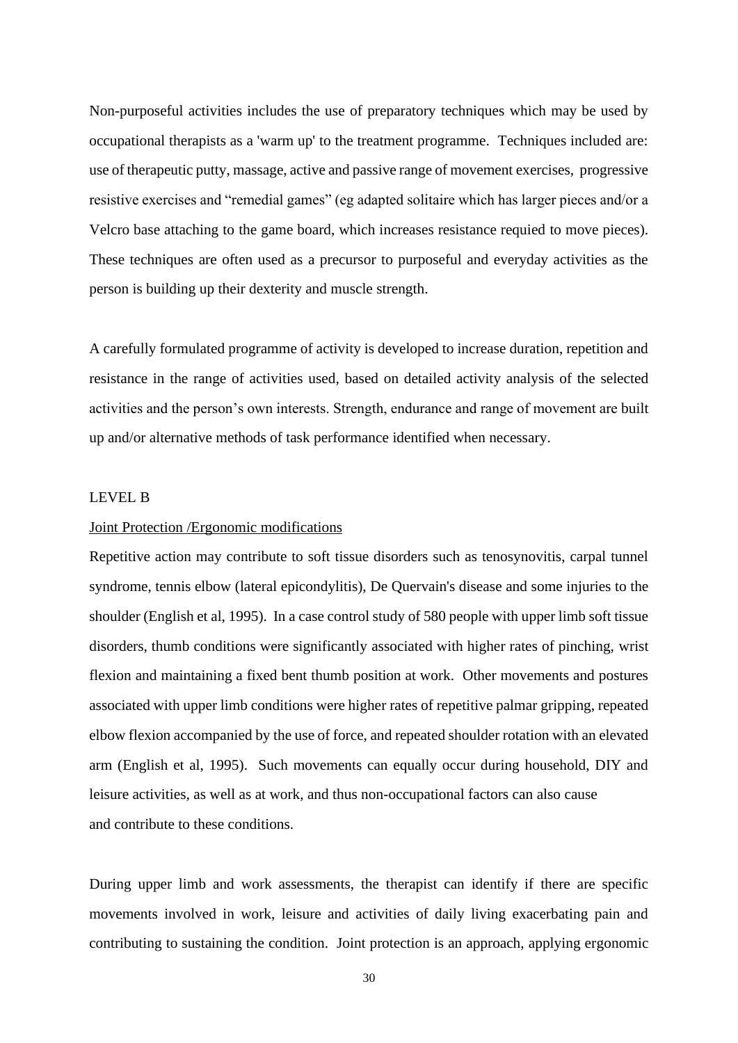Non-purposeful activities includes the use of preparatory techniques which may be used by occupational therapists as a 'warm up' to the treatment programme. Techniques included are: use of therapeutic putty, massage, active and passive range of movement exercises, progressive resistive exercises and "remedial games" (eg adapted solitaire which has larger pieces and/or a Velcro base attaching to the game board, which increases resistance requied to move pieces). These techniques are often used as a precursor to purposeful and everyday activities as the person is building up their dexterity and muscle strength.

A carefully formulated programme of activity is developed to increase duration, repetition and resistance in the range of activities used, based on detailed activity analysis of the selected activities and the person's own interests. Strength, endurance and range of movement are built up and/or alternative methods of task performance identified when necessary.

LEVEL B

Joint Protection /Ergonomic modifications

Repetitive action may contribute to soft tissue disorders such as tenosynovitis, carpal tunnel syndrome, tennis elbow (lateral epicondylitis), De Quervain's disease and some injuries to the shoulder (English et al, 1995). In a case control study of 580 people with upper limb soft tissue disorders, thumb conditions were significantly associated with higher rates of pinching, wrist flexion and maintaining a fixed bent thumb position at work. Other movements and postures associated with upper limb conditions were higher rates of repetitive palmar gripping, repeated elbow flexion accompanied by the use of force, and repeated shoulder rotation with an elevated arm (English et al, 1995). Such movements can equally occur during household, DIY and leisure activities, as well as at work, and thus non-occupational factors can also cause and contribute to these conditions.

During upper limb and work assessments, the therapist can identify if there are specific movements involved in work, leisure and activities of daily living exacerbating pain and contributing to sustaining the condition. Joint protection is an approach, applying ergonomic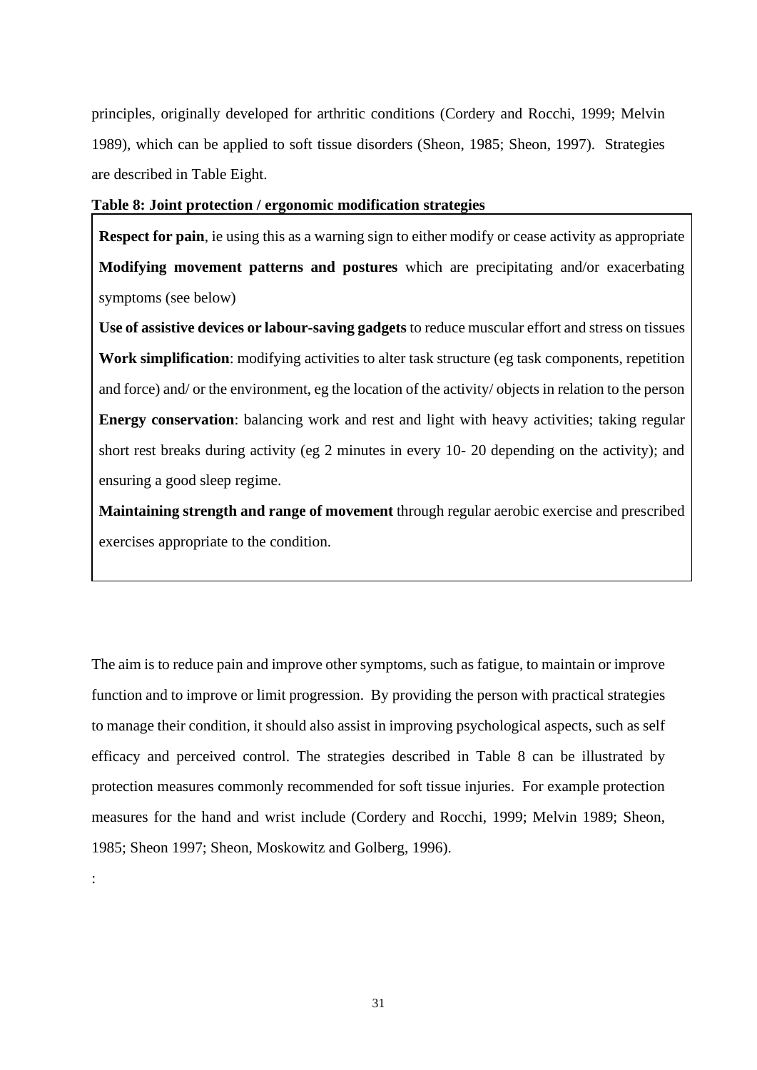principles, originally developed for arthritic conditions (Cordery and Rocchi, 1999; Melvin 1989), which can be applied to soft tissue disorders (Sheon, 1985; Sheon, 1997). Strategies are described in Table Eight.

**Table 8: Joint protection / ergonomic modification strategies**

| |
|---|
| **Respect for pain**, ie using this as a warning sign to either modify or cease activity as appropriate |
| **Modifying movement patterns and postures** which are precipitating and/or exacerbating symptoms (see below) |
| **Use of assistive devices or labour-saving gadgets** to reduce muscular effort and stress on tissues |
| **Work simplification**: modifying activities to alter task structure (eg task components, repetition and force) and/ or the environment, eg the location of the activity/ objects in relation to the person |
| **Energy conservation**: balancing work and rest and light with heavy activities; taking regular short rest breaks during activity (eg 2 minutes in every 10- 20 depending on the activity); and ensuring a good sleep regime. |
| **Maintaining strength and range of movement** through regular aerobic exercise and prescribed exercises appropriate to the condition. |

The aim is to reduce pain and improve other symptoms, such as fatigue, to maintain or improve function and to improve or limit progression. By providing the person with practical strategies to manage their condition, it should also assist in improving psychological aspects, such as self efficacy and perceived control. The strategies described in Table 8 can be illustrated by protection measures commonly recommended for soft tissue injuries. For example protection measures for the hand and wrist include (Cordery and Rocchi, 1999; Melvin 1989; Sheon, 1985; Sheon 1997; Sheon, Moskowitz and Golberg, 1996).

: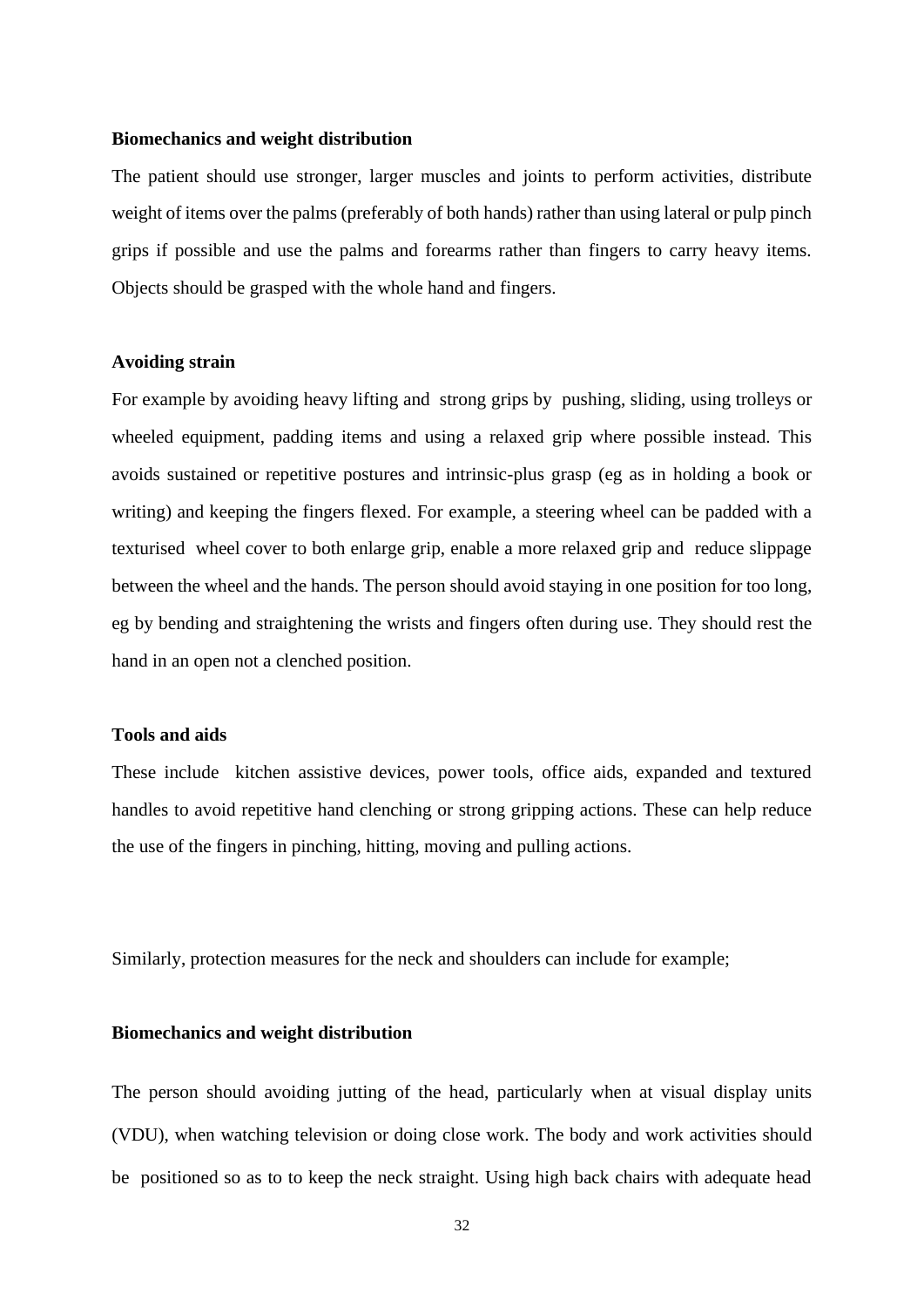**Biomechanics and weight distribution**

The patient should use stronger, larger muscles and joints to perform activities, distribute weight of items over the palms (preferably of both hands) rather than using lateral or pulp pinch grips if possible and use the palms and forearms rather than fingers to carry heavy items. Objects should be grasped with the whole hand and fingers.

**Avoiding strain**

For example by avoiding heavy lifting and strong grips by pushing, sliding, using trolleys or wheeled equipment, padding items and using a relaxed grip where possible instead. This avoids sustained or repetitive postures and intrinsic-plus grasp (eg as in holding a book or writing) and keeping the fingers flexed. For example, a steering wheel can be padded with a texturised wheel cover to both enlarge grip, enable a more relaxed grip and reduce slippage between the wheel and the hands. The person should avoid staying in one position for too long, eg by bending and straightening the wrists and fingers often during use. They should rest the hand in an open not a clenched position.

**Tools and aids**

These include kitchen assistive devices, power tools, office aids, expanded and textured handles to avoid repetitive hand clenching or strong gripping actions. These can help reduce the use of the fingers in pinching, hitting, moving and pulling actions.

Similarly, protection measures for the neck and shoulders can include for example;

**Biomechanics and weight distribution**

The person should avoiding jutting of the head, particularly when at visual display units (VDU), when watching television or doing close work. The body and work activities should be positioned so as to to keep the neck straight. Using high back chairs with adequate head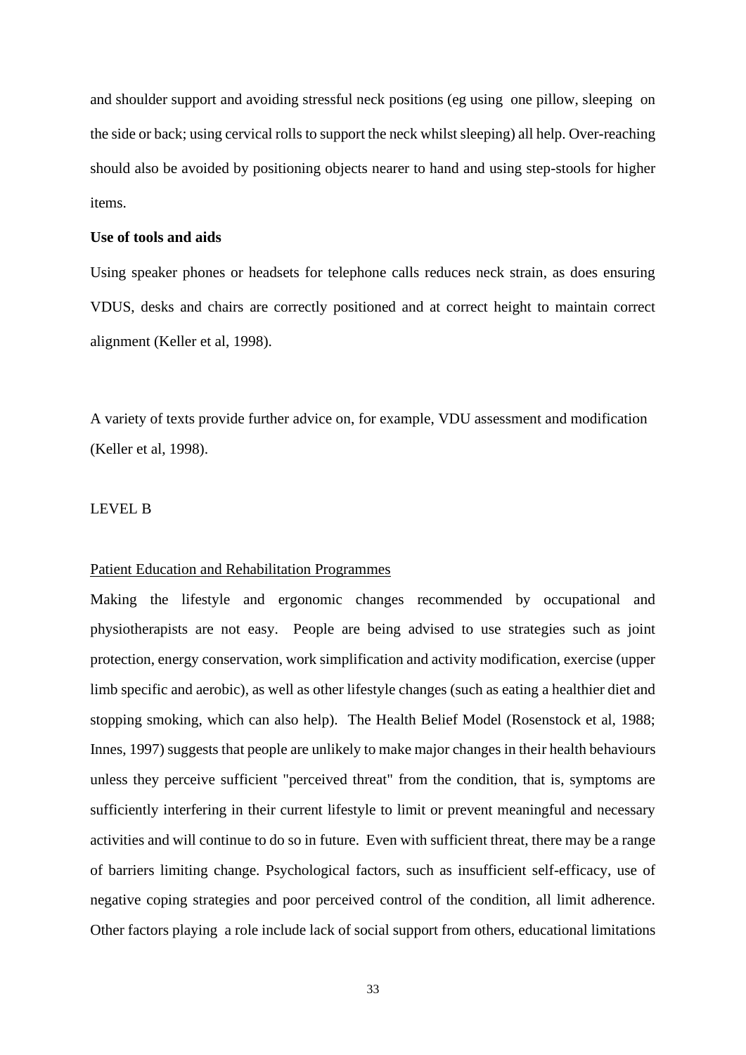and shoulder support and avoiding stressful neck positions (eg using one pillow, sleeping on the side or back; using cervical rolls to support the neck whilst sleeping) all help. Over-reaching should also be avoided by positioning objects nearer to hand and using step-stools for higher items.

**Use of tools and aids**

Using speaker phones or headsets for telephone calls reduces neck strain, as does ensuring VDUS, desks and chairs are correctly positioned and at correct height to maintain correct alignment (Keller et al, 1998).

A variety of texts provide further advice on, for example, VDU assessment and modification (Keller et al, 1998).

LEVEL B

<u>Patient Education and Rehabilitation Programmes</u>

Making the lifestyle and ergonomic changes recommended by occupational and physiotherapists are not easy. People are being advised to use strategies such as joint protection, energy conservation, work simplification and activity modification, exercise (upper limb specific and aerobic), as well as other lifestyle changes (such as eating a healthier diet and stopping smoking, which can also help). The Health Belief Model (Rosenstock et al, 1988; Innes, 1997) suggests that people are unlikely to make major changes in their health behaviours unless they perceive sufficient "perceived threat" from the condition, that is, symptoms are sufficiently interfering in their current lifestyle to limit or prevent meaningful and necessary activities and will continue to do so in future. Even with sufficient threat, there may be a range of barriers limiting change. Psychological factors, such as insufficient self-efficacy, use of negative coping strategies and poor perceived control of the condition, all limit adherence. Other factors playing a role include lack of social support from others, educational limitations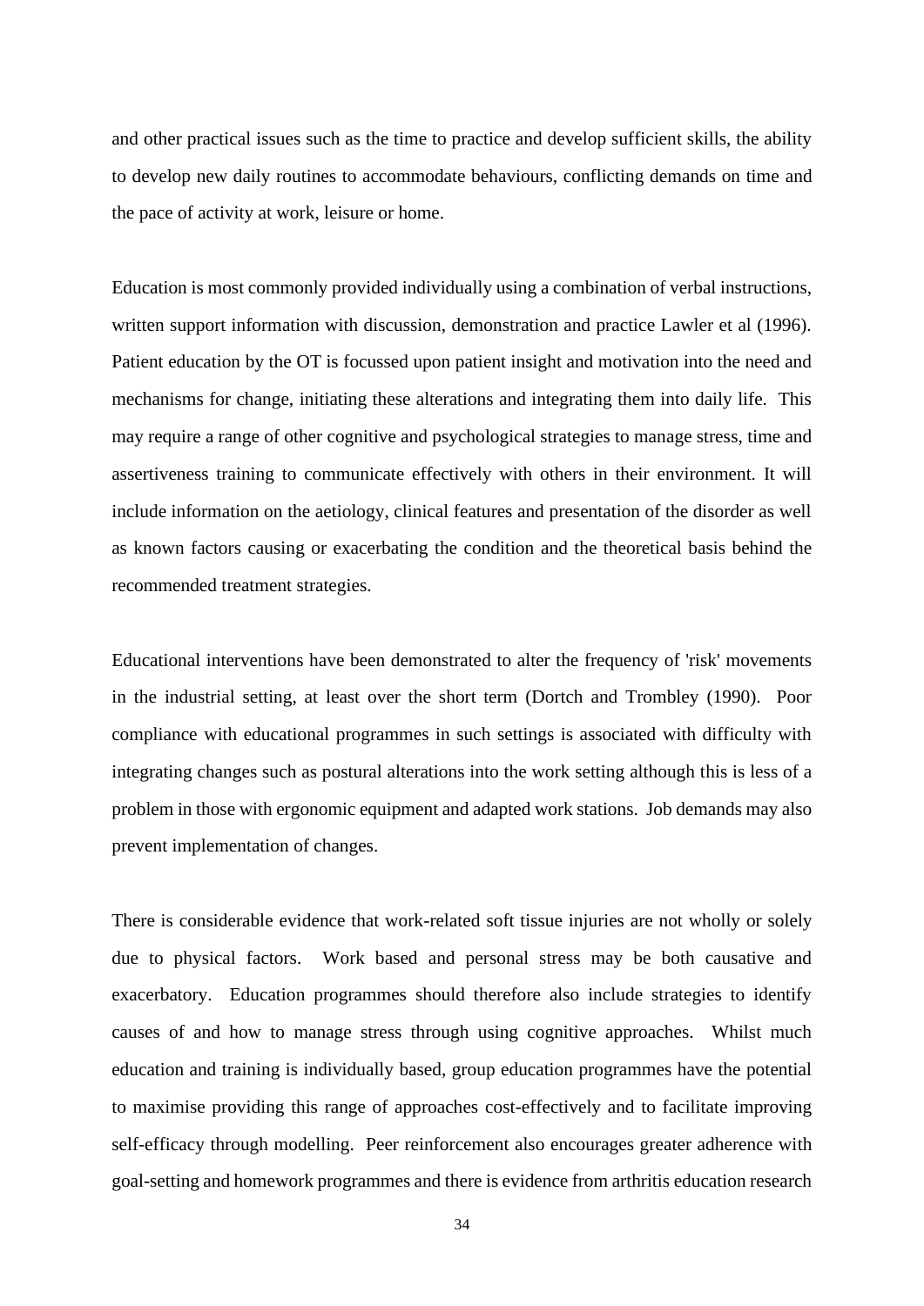and other practical issues such as the time to practice and develop sufficient skills, the ability to develop new daily routines to accommodate behaviours, conflicting demands on time and the pace of activity at work, leisure or home.

Education is most commonly provided individually using a combination of verbal instructions, written support information with discussion, demonstration and practice Lawler et al (1996). Patient education by the OT is focussed upon patient insight and motivation into the need and mechanisms for change, initiating these alterations and integrating them into daily life. This may require a range of other cognitive and psychological strategies to manage stress, time and assertiveness training to communicate effectively with others in their environment. It will include information on the aetiology, clinical features and presentation of the disorder as well as known factors causing or exacerbating the condition and the theoretical basis behind the recommended treatment strategies.

Educational interventions have been demonstrated to alter the frequency of 'risk' movements in the industrial setting, at least over the short term (Dortch and Trombley (1990). Poor compliance with educational programmes in such settings is associated with difficulty with integrating changes such as postural alterations into the work setting although this is less of a problem in those with ergonomic equipment and adapted work stations. Job demands may also prevent implementation of changes.

There is considerable evidence that work-related soft tissue injuries are not wholly or solely due to physical factors. Work based and personal stress may be both causative and exacerbatory. Education programmes should therefore also include strategies to identify causes of and how to manage stress through using cognitive approaches. Whilst much education and training is individually based, group education programmes have the potential to maximise providing this range of approaches cost-effectively and to facilitate improving self-efficacy through modelling. Peer reinforcement also encourages greater adherence with goal-setting and homework programmes and there is evidence from arthritis education research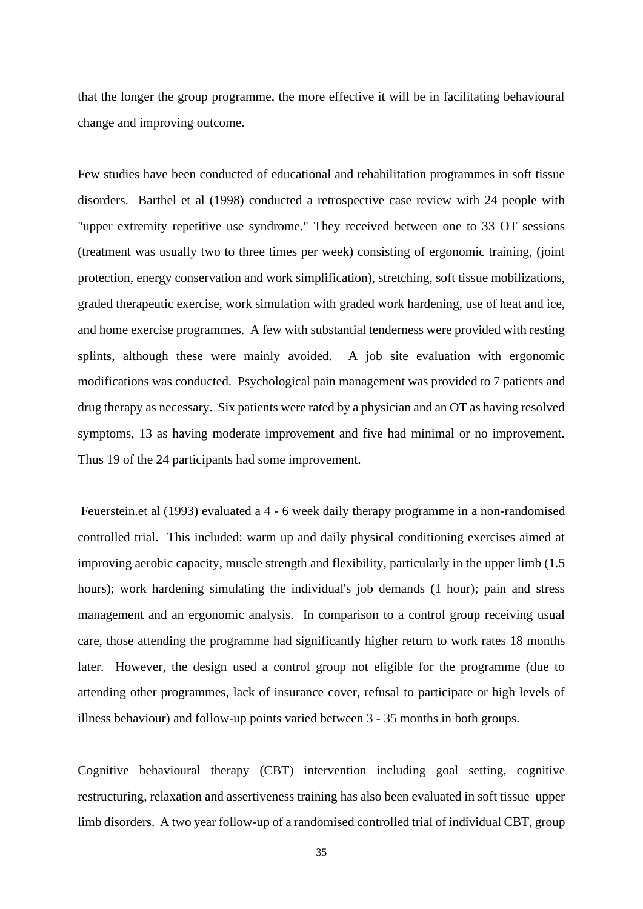that the longer the group programme, the more effective it will be in facilitating behavioural change and improving outcome.

Few studies have been conducted of educational and rehabilitation programmes in soft tissue disorders. Barthel et al (1998) conducted a retrospective case review with 24 people with "upper extremity repetitive use syndrome." They received between one to 33 OT sessions (treatment was usually two to three times per week) consisting of ergonomic training, (joint protection, energy conservation and work simplification), stretching, soft tissue mobilizations, graded therapeutic exercise, work simulation with graded work hardening, use of heat and ice, and home exercise programmes. A few with substantial tenderness were provided with resting splints, although these were mainly avoided. A job site evaluation with ergonomic modifications was conducted. Psychological pain management was provided to 7 patients and drug therapy as necessary. Six patients were rated by a physician and an OT as having resolved symptoms, 13 as having moderate improvement and five had minimal or no improvement. Thus 19 of the 24 participants had some improvement.

Feuerstein.et al (1993) evaluated a 4 - 6 week daily therapy programme in a non-randomised controlled trial. This included: warm up and daily physical conditioning exercises aimed at improving aerobic capacity, muscle strength and flexibility, particularly in the upper limb (1.5 hours); work hardening simulating the individual's job demands (1 hour); pain and stress management and an ergonomic analysis. In comparison to a control group receiving usual care, those attending the programme had significantly higher return to work rates 18 months later. However, the design used a control group not eligible for the programme (due to attending other programmes, lack of insurance cover, refusal to participate or high levels of illness behaviour) and follow-up points varied between 3 - 35 months in both groups.

Cognitive behavioural therapy (CBT) intervention including goal setting, cognitive restructuring, relaxation and assertiveness training has also been evaluated in soft tissue upper limb disorders. A two year follow-up of a randomised controlled trial of individual CBT, group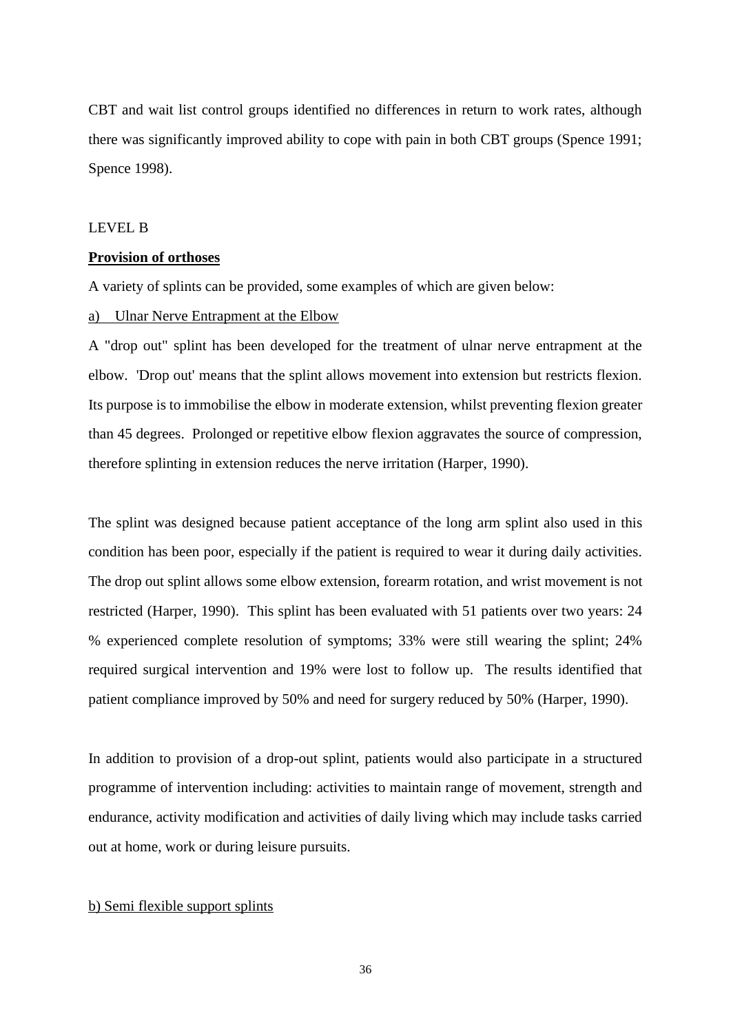CBT and wait list control groups identified no differences in return to work rates, although there was significantly improved ability to cope with pain in both CBT groups (Spence 1991; Spence 1998).

LEVEL B

**Provision of orthoses**

A variety of splints can be provided, some examples of which are given below:

a) Ulnar Nerve Entrapment at the Elbow

A "drop out" splint has been developed for the treatment of ulnar nerve entrapment at the elbow. 'Drop out' means that the splint allows movement into extension but restricts flexion. Its purpose is to immobilise the elbow in moderate extension, whilst preventing flexion greater than 45 degrees. Prolonged or repetitive elbow flexion aggravates the source of compression, therefore splinting in extension reduces the nerve irritation (Harper, 1990).

The splint was designed because patient acceptance of the long arm splint also used in this condition has been poor, especially if the patient is required to wear it during daily activities. The drop out splint allows some elbow extension, forearm rotation, and wrist movement is not restricted (Harper, 1990). This splint has been evaluated with 51 patients over two years: 24 % experienced complete resolution of symptoms; 33% were still wearing the splint; 24% required surgical intervention and 19% were lost to follow up. The results identified that patient compliance improved by 50% and need for surgery reduced by 50% (Harper, 1990).

In addition to provision of a drop-out splint, patients would also participate in a structured programme of intervention including: activities to maintain range of movement, strength and endurance, activity modification and activities of daily living which may include tasks carried out at home, work or during leisure pursuits.

b) Semi flexible support splints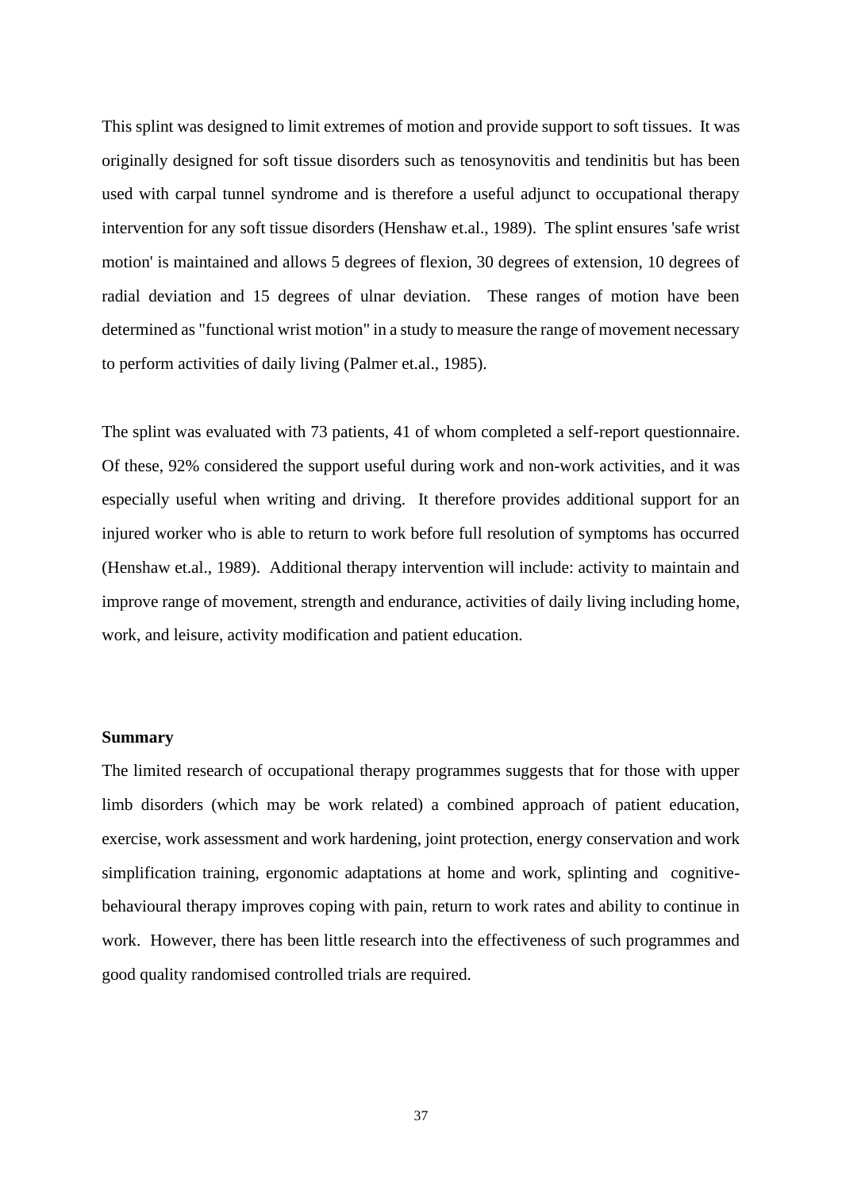This splint was designed to limit extremes of motion and provide support to soft tissues. It was originally designed for soft tissue disorders such as tenosynovitis and tendinitis but has been used with carpal tunnel syndrome and is therefore a useful adjunct to occupational therapy intervention for any soft tissue disorders (Henshaw et.al., 1989). The splint ensures 'safe wrist motion' is maintained and allows 5 degrees of flexion, 30 degrees of extension, 10 degrees of radial deviation and 15 degrees of ulnar deviation. These ranges of motion have been determined as "functional wrist motion" in a study to measure the range of movement necessary to perform activities of daily living (Palmer et.al., 1985).

The splint was evaluated with 73 patients, 41 of whom completed a self-report questionnaire. Of these, 92% considered the support useful during work and non-work activities, and it was especially useful when writing and driving. It therefore provides additional support for an injured worker who is able to return to work before full resolution of symptoms has occurred (Henshaw et.al., 1989). Additional therapy intervention will include: activity to maintain and improve range of movement, strength and endurance, activities of daily living including home, work, and leisure, activity modification and patient education.

**Summary**

The limited research of occupational therapy programmes suggests that for those with upper limb disorders (which may be work related) a combined approach of patient education, exercise, work assessment and work hardening, joint protection, energy conservation and work simplification training, ergonomic adaptations at home and work, splinting and cognitive-behavioural therapy improves coping with pain, return to work rates and ability to continue in work. However, there has been little research into the effectiveness of such programmes and good quality randomised controlled trials are required.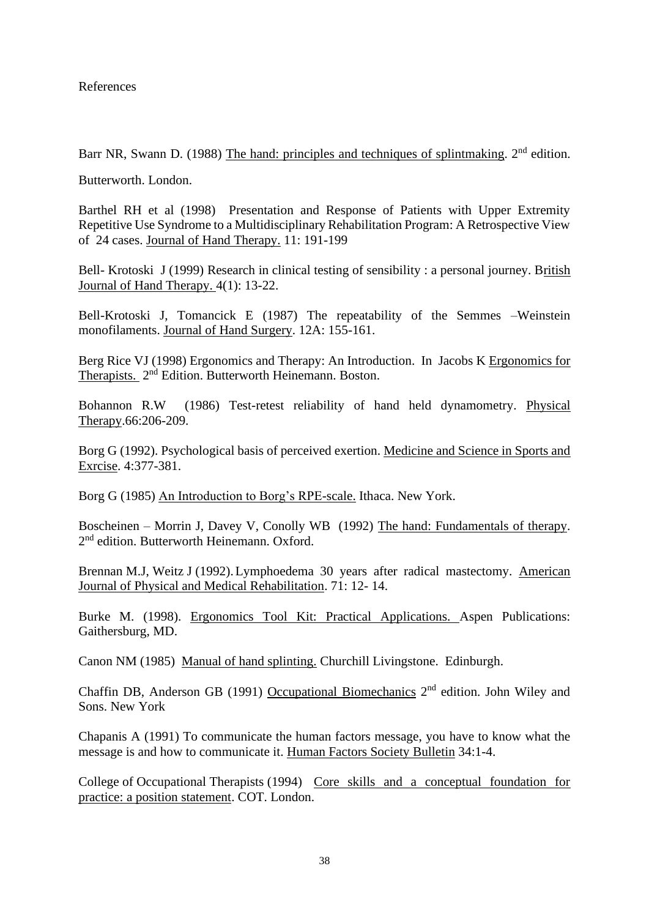References

Barr NR, Swann D. (1988) The hand: principles and techniques of splintmaking. 2nd edition. Butterworth. London.

Barthel RH et al (1998) Presentation and Response of Patients with Upper Extremity Repetitive Use Syndrome to a Multidisciplinary Rehabilitation Program: A Retrospective View of 24 cases. Journal of Hand Therapy. 11: 191-199

Bell- Krotoski J (1999) Research in clinical testing of sensibility : a personal journey. British Journal of Hand Therapy. 4(1): 13-22.

Bell-Krotoski J, Tomancick E (1987) The repeatability of the Semmes –Weinstein monofilaments. Journal of Hand Surgery. 12A: 155-161.

Berg Rice VJ (1998) Ergonomics and Therapy: An Introduction. In Jacobs K Ergonomics for Therapists. 2nd Edition. Butterworth Heinemann. Boston.

Bohannon R.W (1986) Test-retest reliability of hand held dynamometry. Physical Therapy.66:206-209.

Borg G (1992). Psychological basis of perceived exertion. Medicine and Science in Sports and Exrcise. 4:377-381.

Borg G (1985) An Introduction to Borg's RPE-scale. Ithaca. New York.

Boscheinen – Morrin J, Davey V, Conolly WB (1992) The hand: Fundamentals of therapy. 2nd edition. Butterworth Heinemann. Oxford.

Brennan M.J, Weitz J (1992). Lymphoedema 30 years after radical mastectomy. American Journal of Physical and Medical Rehabilitation. 71: 12- 14.

Burke M. (1998). Ergonomics Tool Kit: Practical Applications. Aspen Publications: Gaithersburg, MD.

Canon NM (1985) Manual of hand splinting. Churchill Livingstone. Edinburgh.

Chaffin DB, Anderson GB (1991) Occupational Biomechanics 2nd edition. John Wiley and Sons. New York

Chapanis A (1991) To communicate the human factors message, you have to know what the message is and how to communicate it. Human Factors Society Bulletin 34:1-4.

College of Occupational Therapists (1994) Core skills and a conceptual foundation for practice: a position statement. COT. London.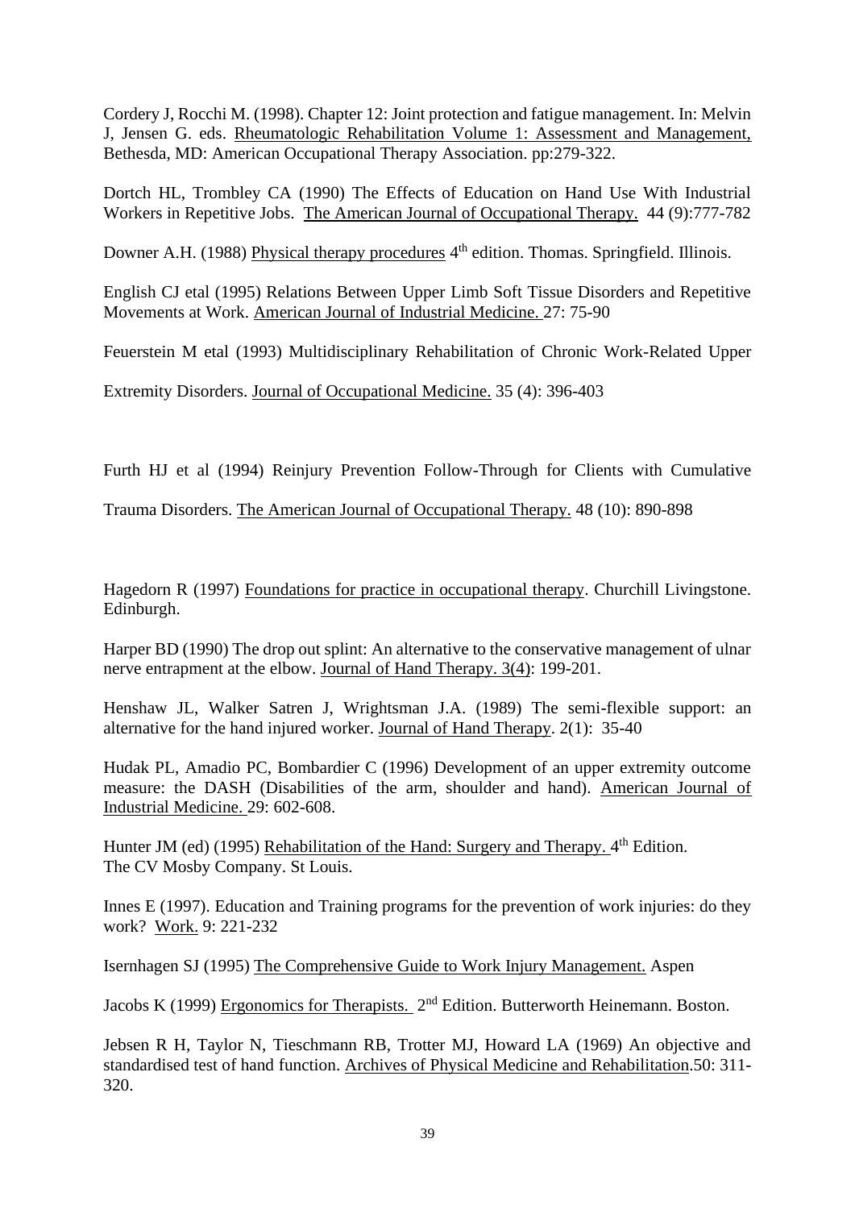Cordery J, Rocchi M. (1998). Chapter 12: Joint protection and fatigue management. In: Melvin J, Jensen G. eds. Rheumatologic Rehabilitation Volume 1: Assessment and Management, Bethesda, MD: American Occupational Therapy Association. pp:279-322.

Dortch HL, Trombley CA (1990) The Effects of Education on Hand Use With Industrial Workers in Repetitive Jobs. The American Journal of Occupational Therapy. 44 (9):777-782

Downer A.H. (1988) Physical therapy procedures 4th edition. Thomas. Springfield. Illinois.

English CJ etal (1995) Relations Between Upper Limb Soft Tissue Disorders and Repetitive Movements at Work. American Journal of Industrial Medicine. 27: 75-90

Feuerstein M etal (1993) Multidisciplinary Rehabilitation of Chronic Work-Related Upper Extremity Disorders. Journal of Occupational Medicine. 35 (4): 396-403

Furth HJ et al (1994) Reinjury Prevention Follow-Through for Clients with Cumulative Trauma Disorders. The American Journal of Occupational Therapy. 48 (10): 890-898

Hagedorn R (1997) Foundations for practice in occupational therapy. Churchill Livingstone. Edinburgh.

Harper BD (1990) The drop out splint: An alternative to the conservative management of ulnar nerve entrapment at the elbow. Journal of Hand Therapy. 3(4): 199-201.

Henshaw JL, Walker Satren J, Wrightsman J.A. (1989) The semi-flexible support: an alternative for the hand injured worker. Journal of Hand Therapy. 2(1): 35-40

Hudak PL, Amadio PC, Bombardier C (1996) Development of an upper extremity outcome measure: the DASH (Disabilities of the arm, shoulder and hand). American Journal of Industrial Medicine. 29: 602-608.

Hunter JM (ed) (1995) Rehabilitation of the Hand: Surgery and Therapy. 4th Edition. The CV Mosby Company. St Louis.

Innes E (1997). Education and Training programs for the prevention of work injuries: do they work? Work. 9: 221-232

Isernhagen SJ (1995) The Comprehensive Guide to Work Injury Management. Aspen

Jacobs K (1999) Ergonomics for Therapists. 2nd Edition. Butterworth Heinemann. Boston.

Jebsen R H, Taylor N, Tieschmann RB, Trotter MJ, Howard LA (1969) An objective and standardised test of hand function. Archives of Physical Medicine and Rehabilitation.50: 311-320.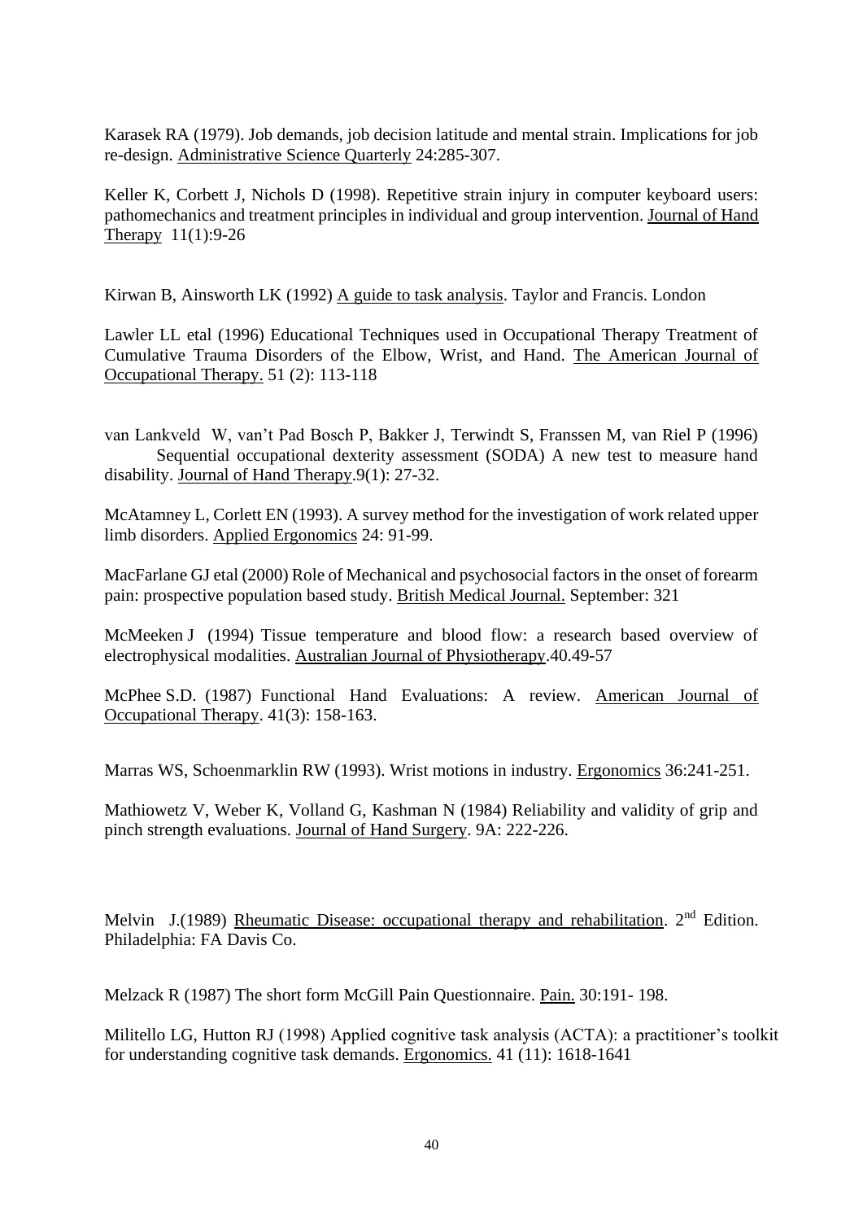Karasek RA (1979). Job demands, job decision latitude and mental strain. Implications for job re-design. Administrative Science Quarterly 24:285-307.

Keller K, Corbett J, Nichols D (1998). Repetitive strain injury in computer keyboard users: pathomechanics and treatment principles in individual and group intervention. Journal of Hand Therapy 11(1):9-26

Kirwan B, Ainsworth LK (1992) A guide to task analysis. Taylor and Francis. London

Lawler LL etal (1996) Educational Techniques used in Occupational Therapy Treatment of Cumulative Trauma Disorders of the Elbow, Wrist, and Hand. The American Journal of Occupational Therapy. 51 (2): 113-118

van Lankveld W, van't Pad Bosch P, Bakker J, Terwindt S, Franssen M, van Riel P (1996) Sequential occupational dexterity assessment (SODA) A new test to measure hand disability. Journal of Hand Therapy.9(1): 27-32.

McAtamney L, Corlett EN (1993). A survey method for the investigation of work related upper limb disorders. Applied Ergonomics 24: 91-99.

MacFarlane GJ etal (2000) Role of Mechanical and psychosocial factors in the onset of forearm pain: prospective population based study. British Medical Journal. September: 321

McMeeken J (1994) Tissue temperature and blood flow: a research based overview of electrophysical modalities. Australian Journal of Physiotherapy.40.49-57

McPhee S.D. (1987) Functional Hand Evaluations: A review. American Journal of Occupational Therapy. 41(3): 158-163.

Marras WS, Schoenmarklin RW (1993). Wrist motions in industry. Ergonomics 36:241-251.

Mathiowetz V, Weber K, Volland G, Kashman N (1984) Reliability and validity of grip and pinch strength evaluations. Journal of Hand Surgery. 9A: 222-226.

Melvin J.(1989) Rheumatic Disease: occupational therapy and rehabilitation. 2nd Edition. Philadelphia: FA Davis Co.

Melzack R (1987) The short form McGill Pain Questionnaire. Pain. 30:191- 198.

Militello LG, Hutton RJ (1998) Applied cognitive task analysis (ACTA): a practitioner's toolkit for understanding cognitive task demands. Ergonomics. 41 (11): 1618-1641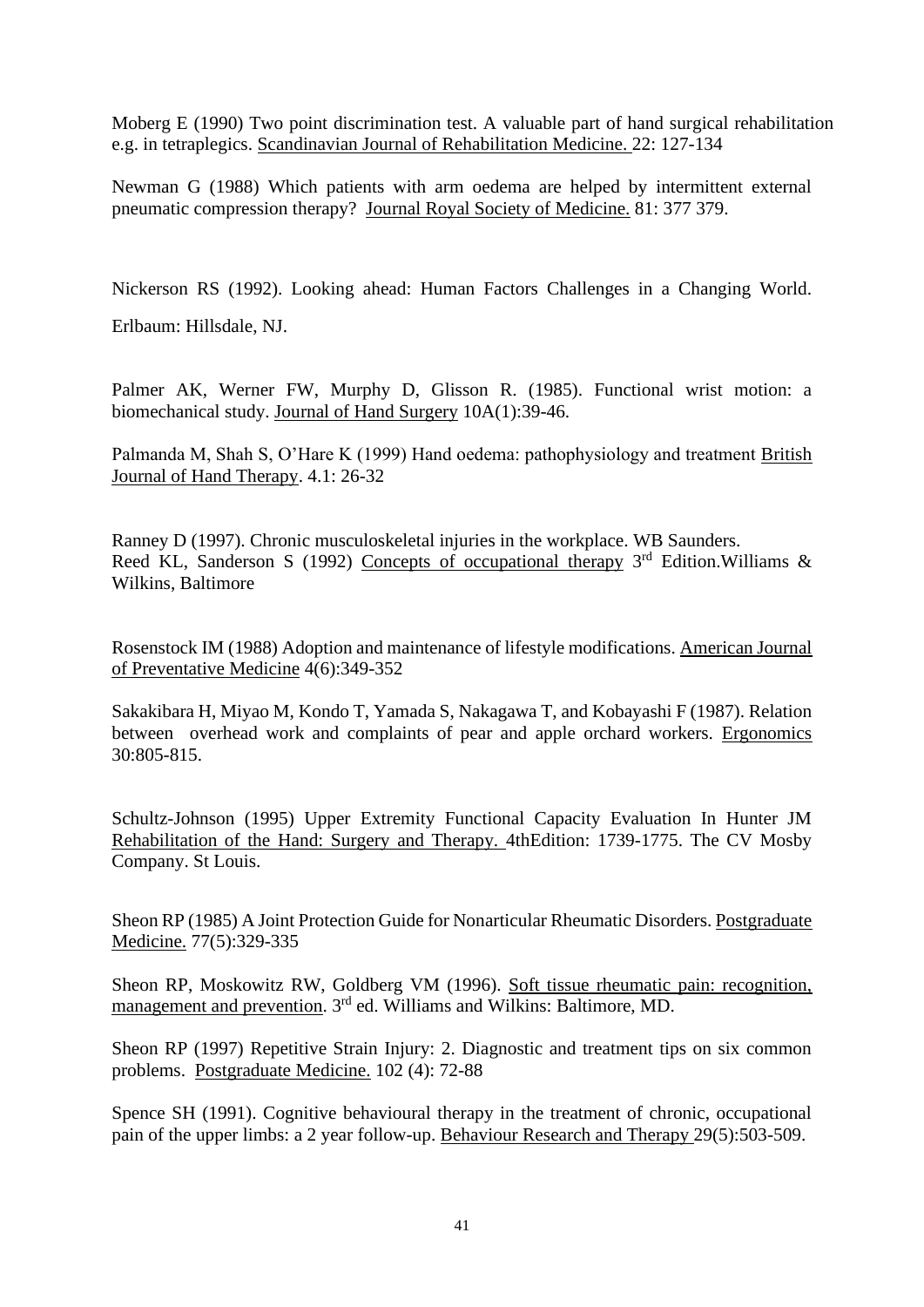Moberg E (1990) Two point discrimination test. A valuable part of hand surgical rehabilitation e.g. in tetraplegics. Scandinavian Journal of Rehabilitation Medicine. 22: 127-134

Newman G (1988) Which patients with arm oedema are helped by intermittent external pneumatic compression therapy? Journal Royal Society of Medicine. 81: 377 379.

Nickerson RS (1992). Looking ahead: Human Factors Challenges in a Changing World. Erlbaum: Hillsdale, NJ.

Palmer AK, Werner FW, Murphy D, Glisson R. (1985). Functional wrist motion: a biomechanical study. Journal of Hand Surgery 10A(1):39-46.

Palmanda M, Shah S, O'Hare K (1999) Hand oedema: pathophysiology and treatment British Journal of Hand Therapy. 4.1: 26-32

Ranney D (1997). Chronic musculoskeletal injuries in the workplace. WB Saunders.
Reed KL, Sanderson S (1992) Concepts of occupational therapy 3rd Edition.Williams & Wilkins, Baltimore

Rosenstock IM (1988) Adoption and maintenance of lifestyle modifications. American Journal of Preventative Medicine 4(6):349-352

Sakakibara H, Miyao M, Kondo T, Yamada S, Nakagawa T, and Kobayashi F (1987). Relation between overhead work and complaints of pear and apple orchard workers. Ergonomics 30:805-815.

Schultz-Johnson (1995) Upper Extremity Functional Capacity Evaluation In Hunter JM Rehabilitation of the Hand: Surgery and Therapy. 4thEdition: 1739-1775. The CV Mosby Company. St Louis.

Sheon RP (1985) A Joint Protection Guide for Nonarticular Rheumatic Disorders. Postgraduate Medicine. 77(5):329-335

Sheon RP, Moskowitz RW, Goldberg VM (1996). Soft tissue rheumatic pain: recognition, management and prevention. 3rd ed. Williams and Wilkins: Baltimore, MD.

Sheon RP (1997) Repetitive Strain Injury: 2. Diagnostic and treatment tips on six common problems. Postgraduate Medicine. 102 (4): 72-88

Spence SH (1991). Cognitive behavioural therapy in the treatment of chronic, occupational pain of the upper limbs: a 2 year follow-up. Behaviour Research and Therapy 29(5):503-509.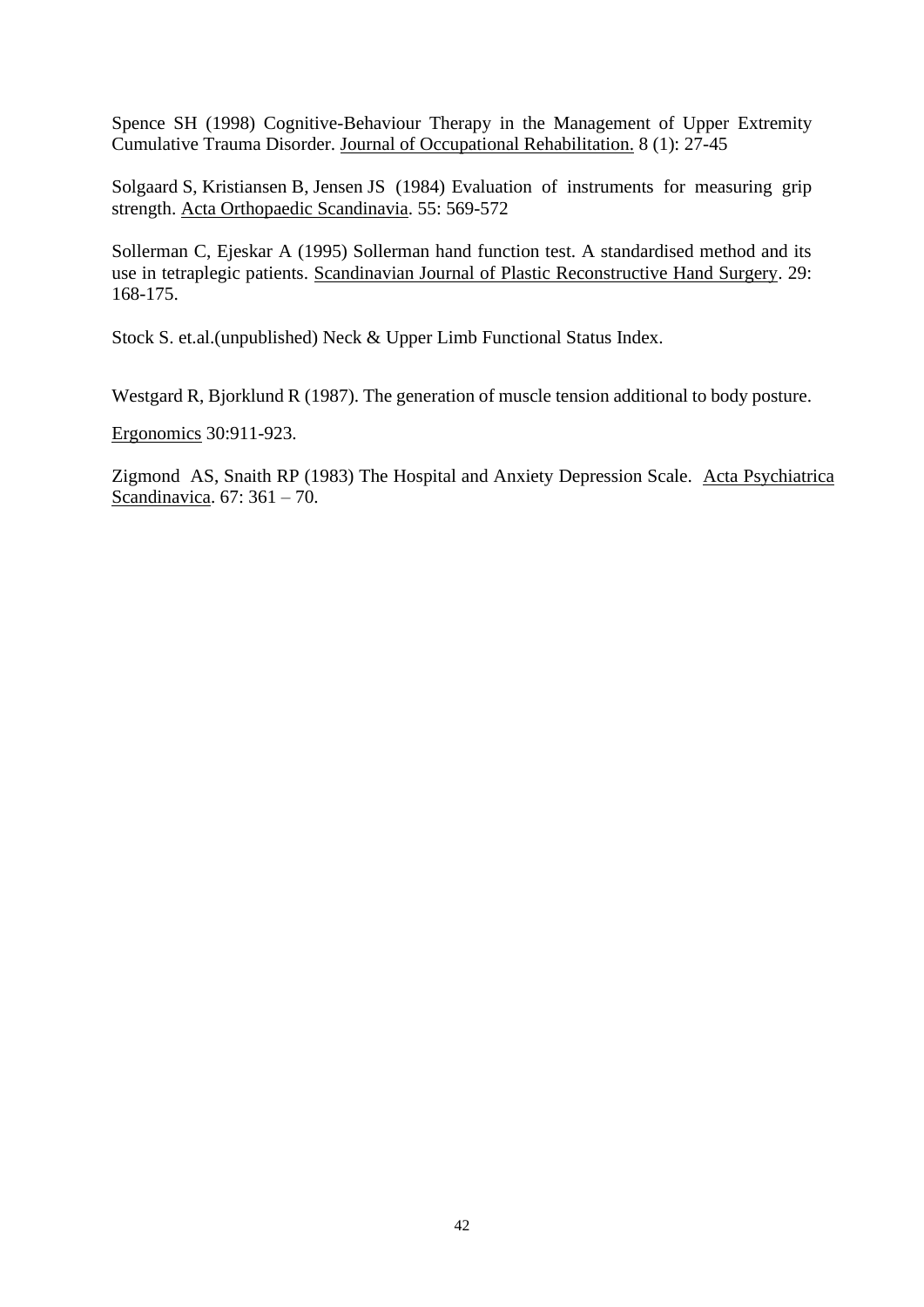Spence SH (1998) Cognitive-Behaviour Therapy in the Management of Upper Extremity Cumulative Trauma Disorder. Journal of Occupational Rehabilitation. 8 (1): 27-45

Solgaard S, Kristiansen B, Jensen JS (1984) Evaluation of instruments for measuring grip strength. Acta Orthopaedic Scandinavia. 55: 569-572

Sollerman C, Ejeskar A (1995) Sollerman hand function test. A standardised method and its use in tetraplegic patients. Scandinavian Journal of Plastic Reconstructive Hand Surgery. 29: 168-175.

Stock S. et.al.(unpublished) Neck & Upper Limb Functional Status Index.

Westgard R, Bjorklund R (1987). The generation of muscle tension additional to body posture.

Ergonomics 30:911-923.

Zigmond AS, Snaith RP (1983) The Hospital and Anxiety Depression Scale. Acta Psychiatrica Scandinavica. 67: 361 – 70.